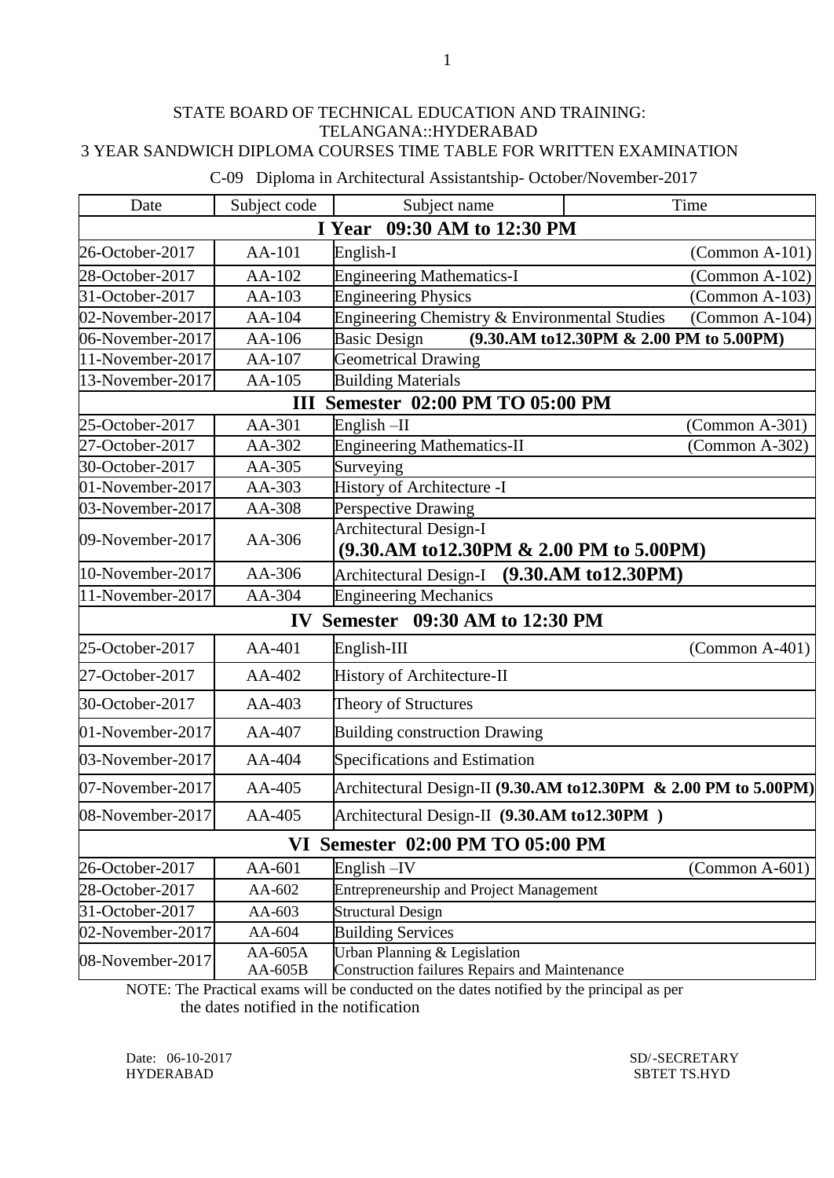STATE BOARD OF TECHNICAL EDUCATION AND TRAINING: TELANGANA::HYDERABAD

3 YEAR SANDWICH DIPLOMA COURSES TIME TABLE FOR WRITTEN EXAMINATION

C-09 Diploma in Architectural Assistantship- October/November-2017

| Date | Subject code | Subject name | Time |
|---|---|---|---|
| **I Year 09:30 AM to 12:30 PM** | | | |
| 26-October-2017 | AA-101 | English-I | (Common A-101) |
| 28-October-2017 | AA-102 | Engineering Mathematics-I | (Common A-102) |
| 31-October-2017 | AA-103 | Engineering Physics | (Common A-103) |
| 02-November-2017 | AA-104 | Engineering Chemistry & Environmental Studies | (Common A-104) |
| 06-November-2017 | AA-106 | Basic Design | **(9.30.AM to12.30PM & 2.00 PM to 5.00PM)** |
| 11-November-2017 | AA-107 | Geometrical Drawing | |
| 13-November-2017 | AA-105 | Building Materials | |
| **III Semester 02:00 PM TO 05:00 PM** | | | |
| 25-October-2017 | AA-301 | English –II | (Common A-301) |
| 27-October-2017 | AA-302 | Engineering Mathematics-II | (Common A-302) |
| 30-October-2017 | AA-305 | Surveying | |
| 01-November-2017 | AA-303 | History of Architecture -I | |
| 03-November-2017 | AA-308 | Perspective Drawing | |
| 09-November-2017 | AA-306 | Architectural Design-I **(9.30.AM to12.30PM & 2.00 PM to 5.00PM)** | |
| 10-November-2017 | AA-306 | Architectural Design-I **(9.30.AM to12.30PM)** | |
| 11-November-2017 | AA-304 | Engineering Mechanics | |
| **IV Semester 09:30 AM to 12:30 PM** | | | |
| 25-October-2017 | AA-401 | English-III | (Common A-401) |
| 27-October-2017 | AA-402 | History of Architecture-II | |
| 30-October-2017 | AA-403 | Theory of Structures | |
| 01-November-2017 | AA-407 | Building construction Drawing | |
| 03-November-2017 | AA-404 | Specifications and Estimation | |
| 07-November-2017 | AA-405 | Architectural Design-II **(9.30.AM to12.30PM & 2.00 PM to 5.00PM)** | |
| 08-November-2017 | AA-405 | Architectural Design-II **(9.30.AM to12.30PM )** | |
| **VI Semester 02:00 PM TO 05:00 PM** | | | |
| 26-October-2017 | AA-601 | English –IV | (Common A-601) |
| 28-October-2017 | AA-602 | Entrepreneurship and Project Management | |
| 31-October-2017 | AA-603 | Structural Design | |
| 02-November-2017 | AA-604 | Building Services | |
| 08-November-2017 | AA-605A<br>AA-605B | Urban Planning & Legislation<br>Construction failures Repairs and Maintenance | |

NOTE: The Practical exams will be conducted on the dates notified by the principal as per the dates notified in the notification

Date: 06-10-2017
HYDERABAD

SD/-SECRETARY
SBTET TS.HYD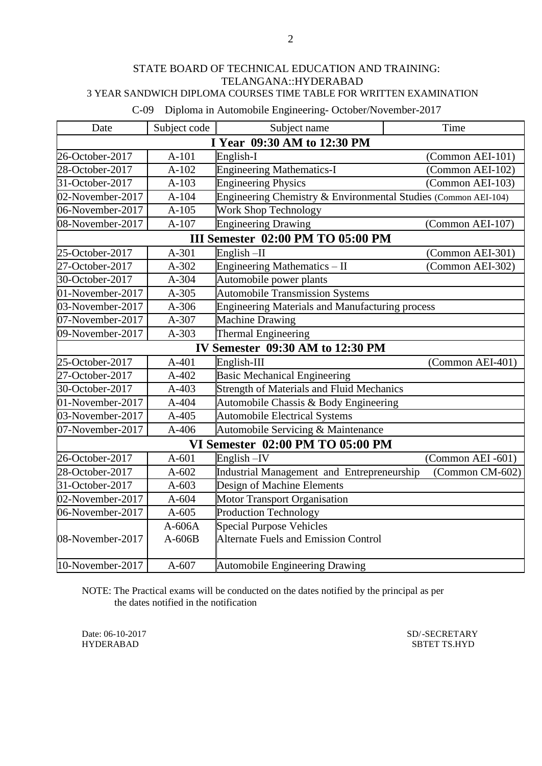STATE BOARD OF TECHNICAL EDUCATION AND TRAINING: TELANGANA::HYDERABAD

3 YEAR SANDWICH DIPLOMA COURSES TIME TABLE FOR WRITTEN EXAMINATION

C-09 Diploma in Automobile Engineering- October/November-2017

| Date | Subject code | Subject name | Time |
|---|---|---|---|
| **I Year 09:30 AM to 12:30 PM** | | | |
| 26-October-2017 | A-101 | English-I | (Common AEI-101) |
| 28-October-2017 | A-102 | Engineering Mathematics-I | (Common AEI-102) |
| 31-October-2017 | A-103 | Engineering Physics | (Common AEI-103) |
| 02-November-2017 | A-104 | Engineering Chemistry & Environmental Studies (Common AEI-104) | |
| 06-November-2017 | A-105 | Work Shop Technology | |
| 08-November-2017 | A-107 | Engineering Drawing | (Common AEI-107) |
| **III Semester 02:00 PM TO 05:00 PM** | | | |
| 25-October-2017 | A-301 | English –II | (Common AEI-301) |
| 27-October-2017 | A-302 | Engineering Mathematics – II | (Common AEI-302) |
| 30-October-2017 | A-304 | Automobile power plants | |
| 01-November-2017 | A-305 | Automobile Transmission Systems | |
| 03-November-2017 | A-306 | Engineering Materials and Manufacturing process | |
| 07-November-2017 | A-307 | Machine Drawing | |
| 09-November-2017 | A-303 | Thermal Engineering | |
| **IV Semester 09:30 AM to 12:30 PM** | | | |
| 25-October-2017 | A-401 | English-III | (Common AEI-401) |
| 27-October-2017 | A-402 | Basic Mechanical Engineering | |
| 30-October-2017 | A-403 | Strength of Materials and Fluid Mechanics | |
| 01-November-2017 | A-404 | Automobile Chassis & Body Engineering | |
| 03-November-2017 | A-405 | Automobile Electrical Systems | |
| 07-November-2017 | A-406 | Automobile Servicing & Maintenance | |
| **VI Semester 02:00 PM TO 05:00 PM** | | | |
| 26-October-2017 | A-601 | English –IV | (Common AEI -601) |
| 28-October-2017 | A-602 | Industrial Management and Entrepreneurship | (Common CM-602) |
| 31-October-2017 | A-603 | Design of Machine Elements | |
| 02-November-2017 | A-604 | Motor Transport Organisation | |
| 06-November-2017 | A-605 | Production Technology | |
| 08-November-2017 | A-606A<br>A-606B | Special Purpose Vehicles<br>Alternate Fuels and Emission Control | |
| 10-November-2017 | A-607 | Automobile Engineering Drawing | |

NOTE: The Practical exams will be conducted on the dates notified by the principal as per the dates notified in the notification

Date: 06-10-2017
HYDERABAD

SD/-SECRETARY
SBTET TS.HYD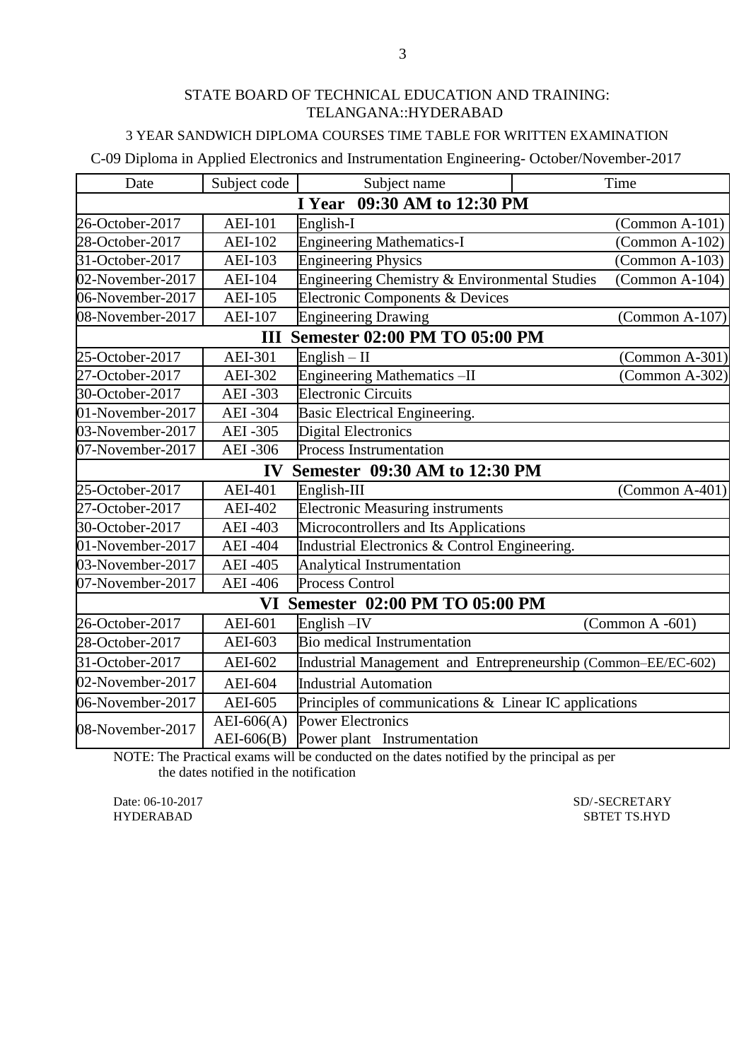STATE BOARD OF TECHNICAL EDUCATION AND TRAINING: TELANGANA::HYDERABAD

3 YEAR SANDWICH DIPLOMA COURSES TIME TABLE FOR WRITTEN EXAMINATION

C-09 Diploma in Applied Electronics and Instrumentation Engineering- October/November-2017

| Date | Subject code | Subject name | Time |
|---|---|---|---|
| **I Year 09:30 AM to 12:30 PM** | | | |
| 26-October-2017 | AEI-101 | English-I | (Common A-101) |
| 28-October-2017 | AEI-102 | Engineering Mathematics-I | (Common A-102) |
| 31-October-2017 | AEI-103 | Engineering Physics | (Common A-103) |
| 02-November-2017 | AEI-104 | Engineering Chemistry & Environmental Studies | (Common A-104) |
| 06-November-2017 | AEI-105 | Electronic Components & Devices | |
| 08-November-2017 | AEI-107 | Engineering Drawing | (Common A-107) |
| **III Semester 02:00 PM TO 05:00 PM** | | | |
| 25-October-2017 | AEI-301 | English – II | (Common A-301) |
| 27-October-2017 | AEI-302 | Engineering Mathematics –II | (Common A-302) |
| 30-October-2017 | AEI -303 | Electronic Circuits | |
| 01-November-2017 | AEI -304 | Basic Electrical Engineering. | |
| 03-November-2017 | AEI -305 | Digital Electronics | |
| 07-November-2017 | AEI -306 | Process Instrumentation | |
| **IV Semester 09:30 AM to 12:30 PM** | | | |
| 25-October-2017 | AEI-401 | English-III | (Common A-401) |
| 27-October-2017 | AEI-402 | Electronic Measuring instruments | |
| 30-October-2017 | AEI -403 | Microcontrollers and Its Applications | |
| 01-November-2017 | AEI -404 | Industrial Electronics & Control Engineering. | |
| 03-November-2017 | AEI -405 | Analytical Instrumentation | |
| 07-November-2017 | AEI -406 | Process Control | |
| **VI Semester 02:00 PM TO 05:00 PM** | | | |
| 26-October-2017 | AEI-601 | English –IV | (Common A -601) |
| 28-October-2017 | AEI-603 | Bio medical Instrumentation | |
| 31-October-2017 | AEI-602 | Industrial Management and Entrepreneurship (Common–EE/EC-602) | |
| 02-November-2017 | AEI-604 | Industrial Automation | |
| 06-November-2017 | AEI-605 | Principles of communications & Linear IC applications | |
| 08-November-2017 | AEI-606(A) | Power Electronics | |
| | AEI-606(B) | Power plant Instrumentation | |

NOTE: The Practical exams will be conducted on the dates notified by the principal as per the dates notified in the notification

Date: 06-10-2017
HYDERABAD

SD/-SECRETARY
SBTET TS.HYD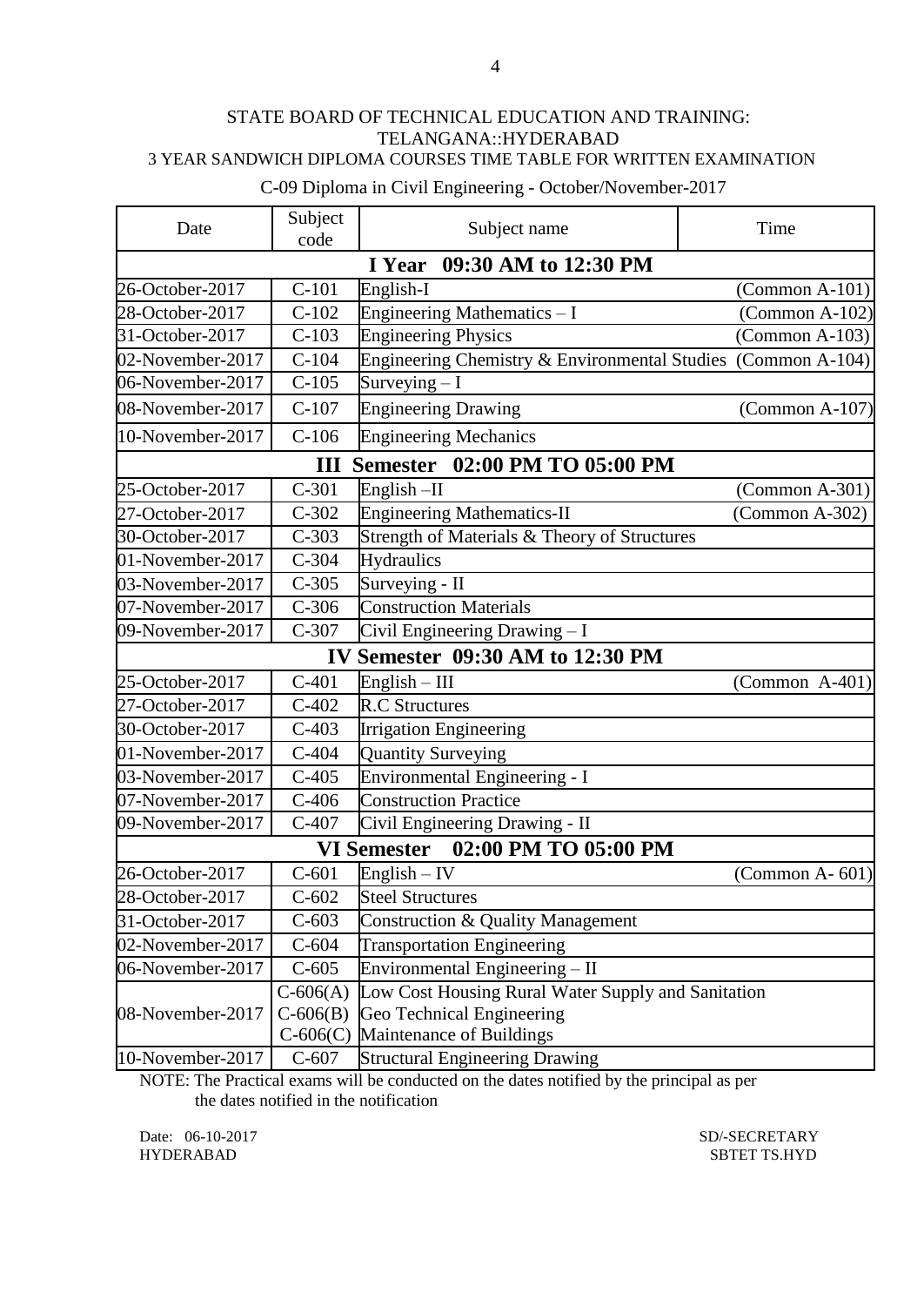STATE BOARD OF TECHNICAL EDUCATION AND TRAINING: TELANGANA::HYDERABAD

3 YEAR SANDWICH DIPLOMA COURSES TIME TABLE FOR WRITTEN EXAMINATION

C-09 Diploma in Civil Engineering - October/November-2017

| Date | Subject code | Subject name | Time |
|---|---|---|---|
| **I Year 09:30 AM to 12:30 PM** | | | |
| 26-October-2017 | C-101 | English-I | (Common A-101) |
| 28-October-2017 | C-102 | Engineering Mathematics – I | (Common A-102) |
| 31-October-2017 | C-103 | Engineering Physics | (Common A-103) |
| 02-November-2017 | C-104 | Engineering Chemistry & Environmental Studies | (Common A-104) |
| 06-November-2017 | C-105 | Surveying – I | |
| 08-November-2017 | C-107 | Engineering Drawing | (Common A-107) |
| 10-November-2017 | C-106 | Engineering Mechanics | |
| **III Semester 02:00 PM TO 05:00 PM** | | | |
| 25-October-2017 | C-301 | English –II | (Common A-301) |
| 27-October-2017 | C-302 | Engineering Mathematics-II | (Common A-302) |
| 30-October-2017 | C-303 | Strength of Materials & Theory of Structures | |
| 01-November-2017 | C-304 | Hydraulics | |
| 03-November-2017 | C-305 | Surveying - II | |
| 07-November-2017 | C-306 | Construction Materials | |
| 09-November-2017 | C-307 | Civil Engineering Drawing – I | |
| **IV Semester 09:30 AM to 12:30 PM** | | | |
| 25-October-2017 | C-401 | English – III | (Common A-401) |
| 27-October-2017 | C-402 | R.C Structures | |
| 30-October-2017 | C-403 | Irrigation Engineering | |
| 01-November-2017 | C-404 | Quantity Surveying | |
| 03-November-2017 | C-405 | Environmental Engineering - I | |
| 07-November-2017 | C-406 | Construction Practice | |
| 09-November-2017 | C-407 | Civil Engineering Drawing - II | |
| **VI Semester 02:00 PM TO 05:00 PM** | | | |
| 26-October-2017 | C-601 | English – IV | (Common A- 601) |
| 28-October-2017 | C-602 | Steel Structures | |
| 31-October-2017 | C-603 | Construction & Quality Management | |
| 02-November-2017 | C-604 | Transportation Engineering | |
| 06-November-2017 | C-605 | Environmental Engineering – II | |
| 08-November-2017 | C-606(A)<br>C-606(B)<br>C-606(C) | Low Cost Housing Rural Water Supply and Sanitation<br>Geo Technical Engineering<br>Maintenance of Buildings | |
| 10-November-2017 | C-607 | Structural Engineering Drawing | |

NOTE: The Practical exams will be conducted on the dates notified by the principal as per the dates notified in the notification

Date: 06-10-2017
HYDERABAD

SD/-SECRETARY
SBTET TS.HYD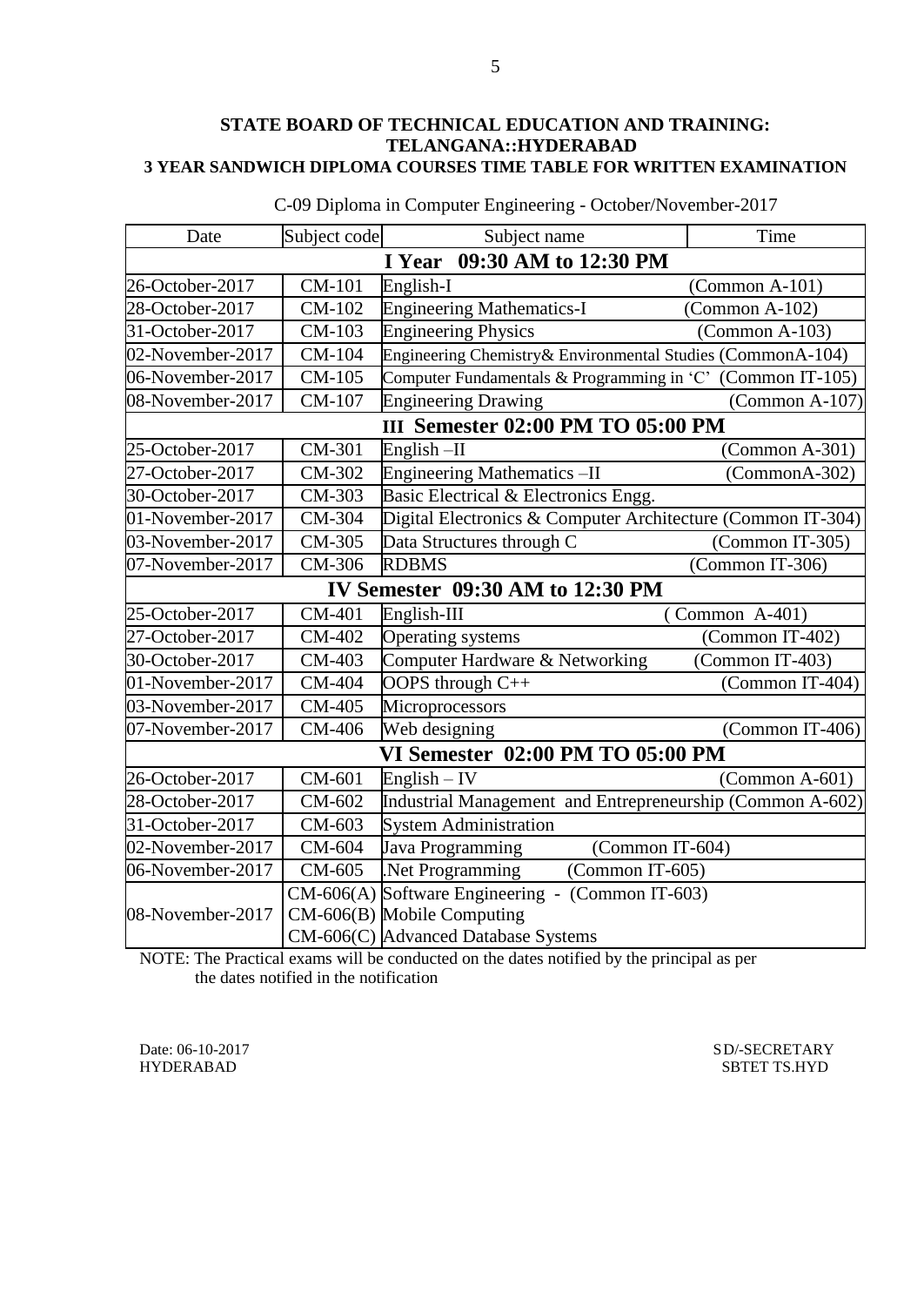**STATE BOARD OF TECHNICAL EDUCATION AND TRAINING: TELANGANA::HYDERABAD**

**3 YEAR SANDWICH DIPLOMA COURSES TIME TABLE FOR WRITTEN EXAMINATION**

C-09 Diploma in Computer Engineering - October/November-2017

| Date | Subject code | Subject name | Time |
|---|---|---|---|
| **I Year 09:30 AM to 12:30 PM** | | | |
| 26-October-2017 | CM-101 | English-I | (Common A-101) |
| 28-October-2017 | CM-102 | Engineering Mathematics-I | (Common A-102) |
| 31-October-2017 | CM-103 | Engineering Physics | (Common A-103) |
| 02-November-2017 | CM-104 | Engineering Chemistry& Environmental Studies (CommonA-104) | |
| 06-November-2017 | CM-105 | Computer Fundamentals & Programming in 'C' (Common IT-105) | |
| 08-November-2017 | CM-107 | Engineering Drawing | (Common A-107) |
| **III Semester 02:00 PM TO 05:00 PM** | | | |
| 25-October-2017 | CM-301 | English –II | (Common A-301) |
| 27-October-2017 | CM-302 | Engineering Mathematics –II | (CommonA-302) |
| 30-October-2017 | CM-303 | Basic Electrical & Electronics Engg. | |
| 01-November-2017 | CM-304 | Digital Electronics & Computer Architecture (Common IT-304) | |
| 03-November-2017 | CM-305 | Data Structures through C | (Common IT-305) |
| 07-November-2017 | CM-306 | RDBMS | (Common IT-306) |
| **IV Semester 09:30 AM to 12:30 PM** | | | |
| 25-October-2017 | CM-401 | English-III | ( Common A-401) |
| 27-October-2017 | CM-402 | Operating systems | (Common IT-402) |
| 30-October-2017 | CM-403 | Computer Hardware & Networking | (Common IT-403) |
| 01-November-2017 | CM-404 | OOPS through C++ | (Common IT-404) |
| 03-November-2017 | CM-405 | Microprocessors | |
| 07-November-2017 | CM-406 | Web designing | (Common IT-406) |
| **VI Semester 02:00 PM TO 05:00 PM** | | | |
| 26-October-2017 | CM-601 | English – IV | (Common A-601) |
| 28-October-2017 | CM-602 | Industrial Management and Entrepreneurship (Common A-602) | |
| 31-October-2017 | CM-603 | System Administration | |
| 02-November-2017 | CM-604 | Java Programming (Common IT-604) | |
| 06-November-2017 | CM-605 | .Net Programming (Common IT-605) | |
| 08-November-2017 | CM-606(A)<br>CM-606(B)<br>CM-606(C) | Software Engineering - (Common IT-603)<br>Mobile Computing<br>Advanced Database Systems | |

NOTE: The Practical exams will be conducted on the dates notified by the principal as per the dates notified in the notification

Date: 06-10-2017
HYDERABAD

SD/-SECRETARY
SBTET TS.HYD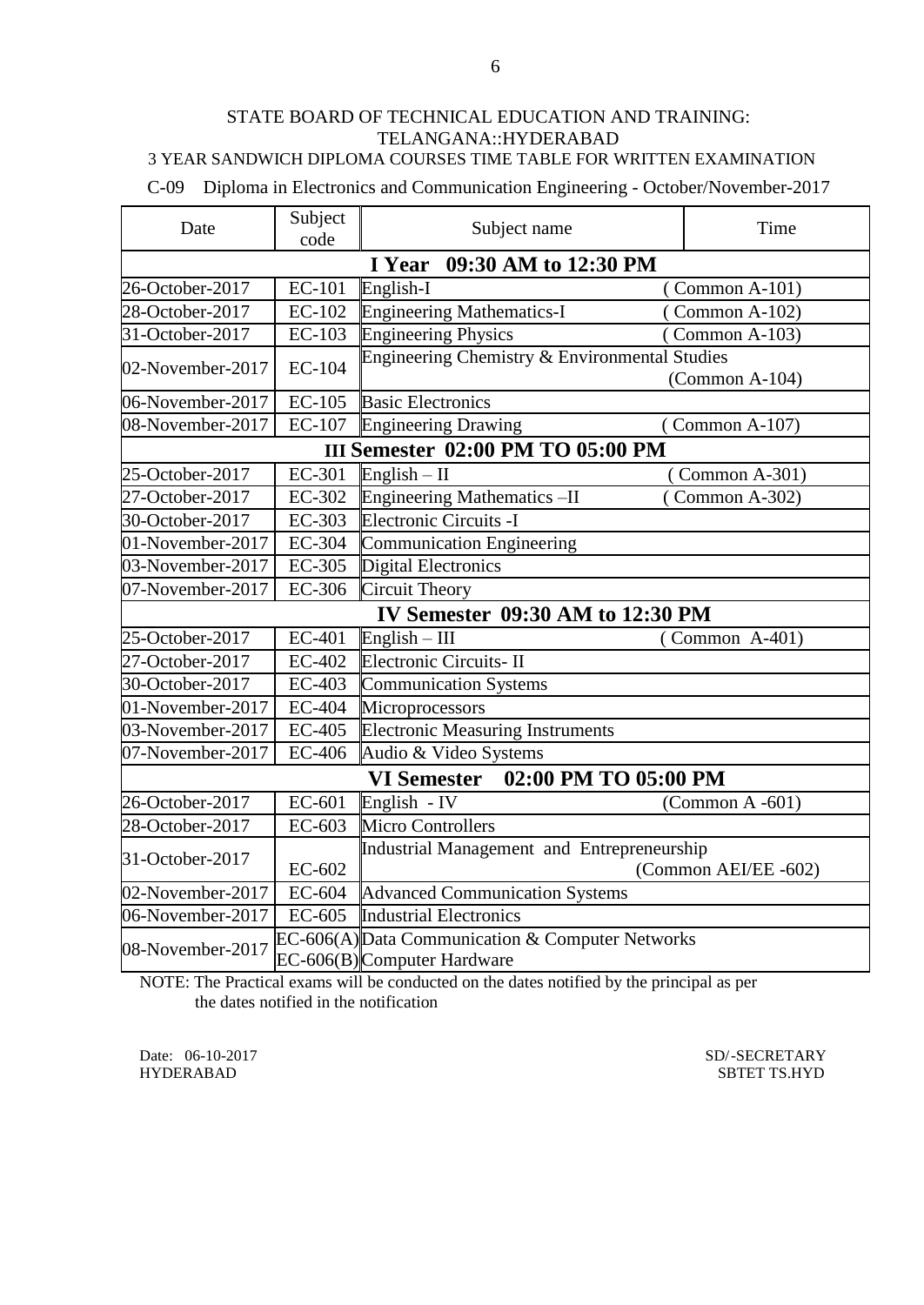STATE BOARD OF TECHNICAL EDUCATION AND TRAINING: TELANGANA::HYDERABAD

3 YEAR SANDWICH DIPLOMA COURSES TIME TABLE FOR WRITTEN EXAMINATION

C-09 Diploma in Electronics and Communication Engineering - October/November-2017

| Date | Subject code | Subject name | Time |
|---|---|---|---|
| **I Year 09:30 AM to 12:30 PM** | | | |
| 26-October-2017 | EC-101 | English-I | ( Common A-101) |
| 28-October-2017 | EC-102 | Engineering Mathematics-I | ( Common A-102) |
| 31-October-2017 | EC-103 | Engineering Physics | ( Common A-103) |
| 02-November-2017 | EC-104 | Engineering Chemistry & Environmental Studies | (Common A-104) |
| 06-November-2017 | EC-105 | Basic Electronics | |
| 08-November-2017 | EC-107 | Engineering Drawing | ( Common A-107) |
| **III Semester 02:00 PM TO 05:00 PM** | | | |
| 25-October-2017 | EC-301 | English – II | ( Common A-301) |
| 27-October-2017 | EC-302 | Engineering Mathematics –II | ( Common A-302) |
| 30-October-2017 | EC-303 | Electronic Circuits -I | |
| 01-November-2017 | EC-304 | Communication Engineering | |
| 03-November-2017 | EC-305 | Digital Electronics | |
| 07-November-2017 | EC-306 | Circuit Theory | |
| **IV Semester 09:30 AM to 12:30 PM** | | | |
| 25-October-2017 | EC-401 | English – III | ( Common A-401) |
| 27-October-2017 | EC-402 | Electronic Circuits- II | |
| 30-October-2017 | EC-403 | Communication Systems | |
| 01-November-2017 | EC-404 | Microprocessors | |
| 03-November-2017 | EC-405 | Electronic Measuring Instruments | |
| 07-November-2017 | EC-406 | Audio & Video Systems | |
| **VI Semester 02:00 PM TO 05:00 PM** | | | |
| 26-October-2017 | EC-601 | English - IV | (Common A -601) |
| 28-October-2017 | EC-603 | Micro Controllers | |
| 31-October-2017 | EC-602 | Industrial Management and Entrepreneurship | (Common AEI/EE -602) |
| 02-November-2017 | EC-604 | Advanced Communication Systems | |
| 06-November-2017 | EC-605 | Industrial Electronics | |
| 08-November-2017 | EC-606(A)<br>EC-606(B) | Data Communication & Computer Networks<br>Computer Hardware | |

NOTE: The Practical exams will be conducted on the dates notified by the principal as per the dates notified in the notification

Date: 06-10-2017
HYDERABAD

SD/-SECRETARY
SBTET TS.HYD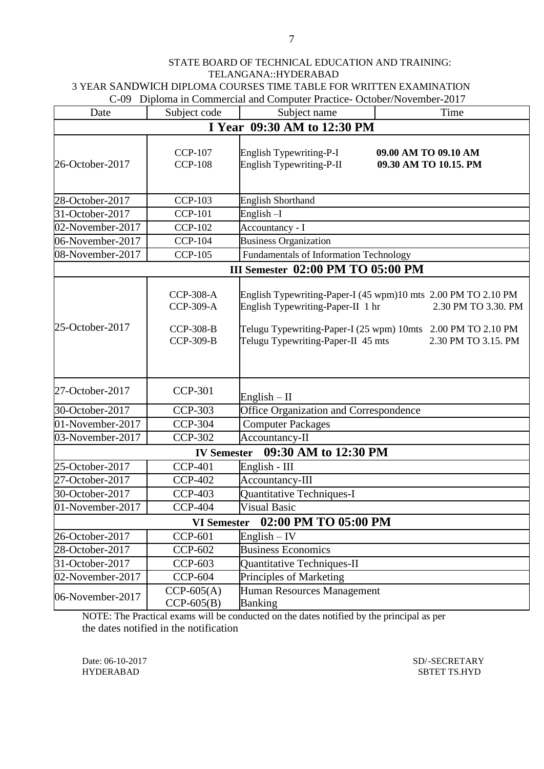STATE BOARD OF TECHNICAL EDUCATION AND TRAINING: TELANGANA::HYDERABAD

3 YEAR SANDWICH DIPLOMA COURSES TIME TABLE FOR WRITTEN EXAMINATION

C-09 Diploma in Commercial and Computer Practice- October/November-2017

| Date | Subject code | Subject name | Time |
|---|---|---|---|
| **I Year 09:30 AM to 12:30 PM** | | | |
| 26-October-2017 | CCP-107<br>CCP-108 | English Typewriting-P-I<br>English Typewriting-P-II | **09.00 AM TO 09.10 AM**<br>**09.30 AM TO 10.15. PM** |
| 28-October-2017 | CCP-103 | English Shorthand | |
| 31-October-2017 | CCP-101 | English –I | |
| 02-November-2017 | CCP-102 | Accountancy - I | |
| 06-November-2017 | CCP-104 | Business Organization | |
| 08-November-2017 | CCP-105 | Fundamentals of Information Technology | |
| **III Semester 02:00 PM TO 05:00 PM** | | | |
| 25-October-2017 | CCP-308-A<br>CCP-309-A<br><br>CCP-308-B<br>CCP-309-B | English Typewriting-Paper-I (45 wpm)10 mts<br>English Typewriting-Paper-II 1 hr<br><br>Telugu Typewriting-Paper-I (25 wpm) 10mts<br>Telugu Typewriting-Paper-II 45 mts | 2.00 PM TO 2.10 PM<br>2.30 PM TO 3.30. PM<br><br>2.00 PM TO 2.10 PM<br>2.30 PM TO 3.15. PM |
| 27-October-2017 | CCP-301 | English – II | |
| 30-October-2017 | CCP-303 | Office Organization and Correspondence | |
| 01-November-2017 | CCP-304 | Computer Packages | |
| 03-November-2017 | CCP-302 | Accountancy-II | |
| **IV Semester 09:30 AM to 12:30 PM** | | | |
| 25-October-2017 | CCP-401 | English - III | |
| 27-October-2017 | CCP-402 | Accountancy-III | |
| 30-October-2017 | CCP-403 | Quantitative Techniques-I | |
| 01-November-2017 | CCP-404 | Visual Basic | |
| **VI Semester 02:00 PM TO 05:00 PM** | | | |
| 26-October-2017 | CCP-601 | English – IV | |
| 28-October-2017 | CCP-602 | Business Economics | |
| 31-October-2017 | CCP-603 | Quantitative Techniques-II | |
| 02-November-2017 | CCP-604 | Principles of Marketing | |
| 06-November-2017 | CCP-605(A)<br>CCP-605(B) | Human Resources Management<br>Banking | |

NOTE: The Practical exams will be conducted on the dates notified by the principal as per the dates notified in the notification

Date: 06-10-2017
HYDERABAD

SD/-SECRETARY
SBTET TS.HYD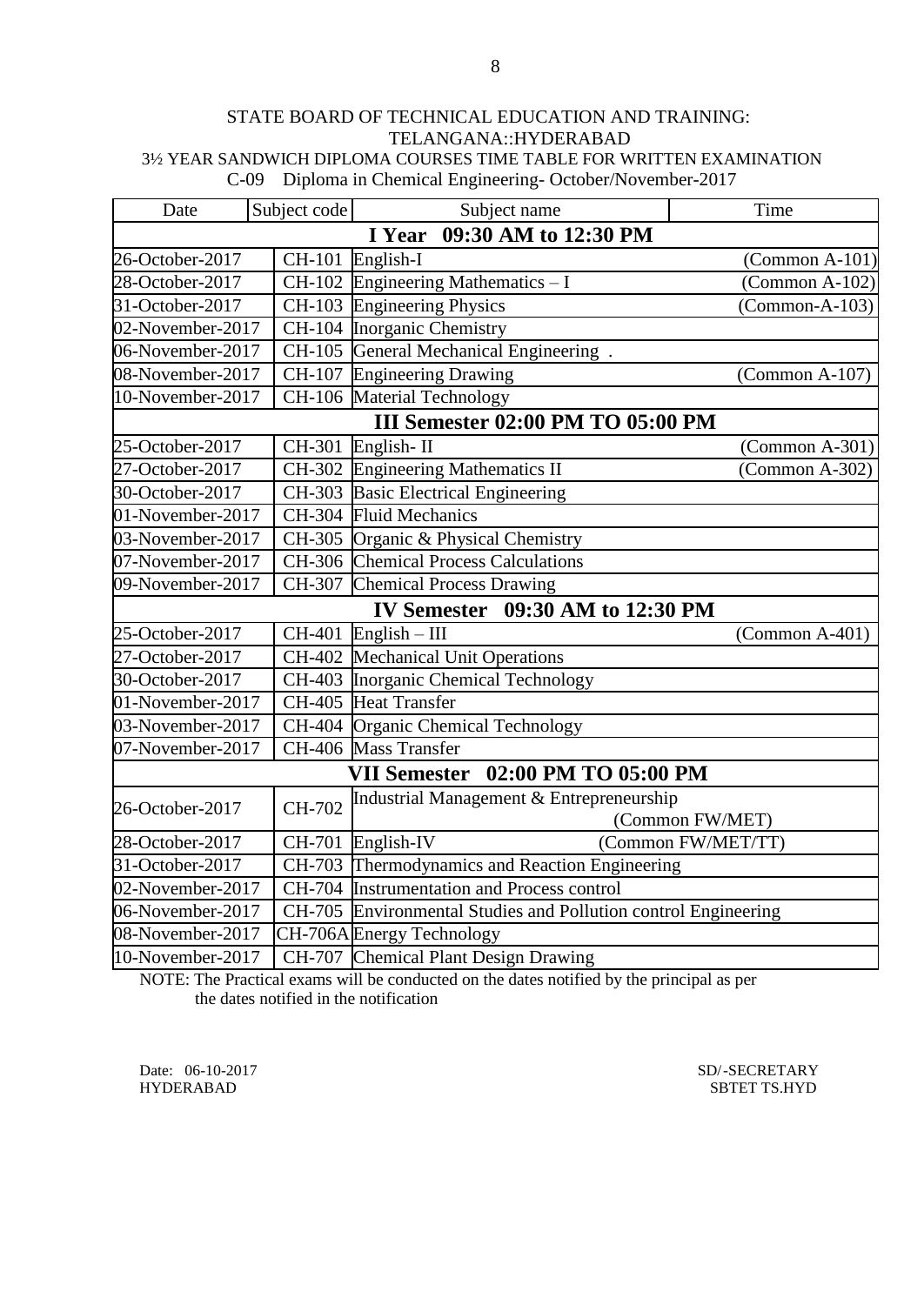STATE BOARD OF TECHNICAL EDUCATION AND TRAINING: TELANGANA::HYDERABAD

3½ YEAR SANDWICH DIPLOMA COURSES TIME TABLE FOR WRITTEN EXAMINATION

C-09 Diploma in Chemical Engineering- October/November-2017

| Date | Subject code | Subject name | Time |
|---|---|---|---|
| **I Year 09:30 AM to 12:30 PM** | | | |
| 26-October-2017 | CH-101 | English-I | (Common A-101) |
| 28-October-2017 | CH-102 | Engineering Mathematics – I | (Common A-102) |
| 31-October-2017 | CH-103 | Engineering Physics | (Common-A-103) |
| 02-November-2017 | CH-104 | Inorganic Chemistry | |
| 06-November-2017 | CH-105 | General Mechanical Engineering . | |
| 08-November-2017 | CH-107 | Engineering Drawing | (Common A-107) |
| 10-November-2017 | CH-106 | Material Technology | |
| **III Semester 02:00 PM TO 05:00 PM** | | | |
| 25-October-2017 | CH-301 | English- II | (Common A-301) |
| 27-October-2017 | CH-302 | Engineering Mathematics II | (Common A-302) |
| 30-October-2017 | CH-303 | Basic Electrical Engineering | |
| 01-November-2017 | CH-304 | Fluid Mechanics | |
| 03-November-2017 | CH-305 | Organic & Physical Chemistry | |
| 07-November-2017 | CH-306 | Chemical Process Calculations | |
| 09-November-2017 | CH-307 | Chemical Process Drawing | |
| **IV Semester 09:30 AM to 12:30 PM** | | | |
| 25-October-2017 | CH-401 | English – III | (Common A-401) |
| 27-October-2017 | CH-402 | Mechanical Unit Operations | |
| 30-October-2017 | CH-403 | Inorganic Chemical Technology | |
| 01-November-2017 | CH-405 | Heat Transfer | |
| 03-November-2017 | CH-404 | Organic Chemical Technology | |
| 07-November-2017 | CH-406 | Mass Transfer | |
| **VII Semester 02:00 PM TO 05:00 PM** | | | |
| 26-October-2017 | CH-702 | Industrial Management & Entrepreneurship | (Common FW/MET) |
| 28-October-2017 | CH-701 | English-IV | (Common FW/MET/TT) |
| 31-October-2017 | CH-703 | Thermodynamics and Reaction Engineering | |
| 02-November-2017 | CH-704 | Instrumentation and Process control | |
| 06-November-2017 | CH-705 | Environmental Studies and Pollution control Engineering | |
| 08-November-2017 | CH-706A | Energy Technology | |
| 10-November-2017 | CH-707 | Chemical Plant Design Drawing | |

NOTE: The Practical exams will be conducted on the dates notified by the principal as per the dates notified in the notification

Date: 06-10-2017
HYDERABAD

SD/-SECRETARY
SBTET TS.HYD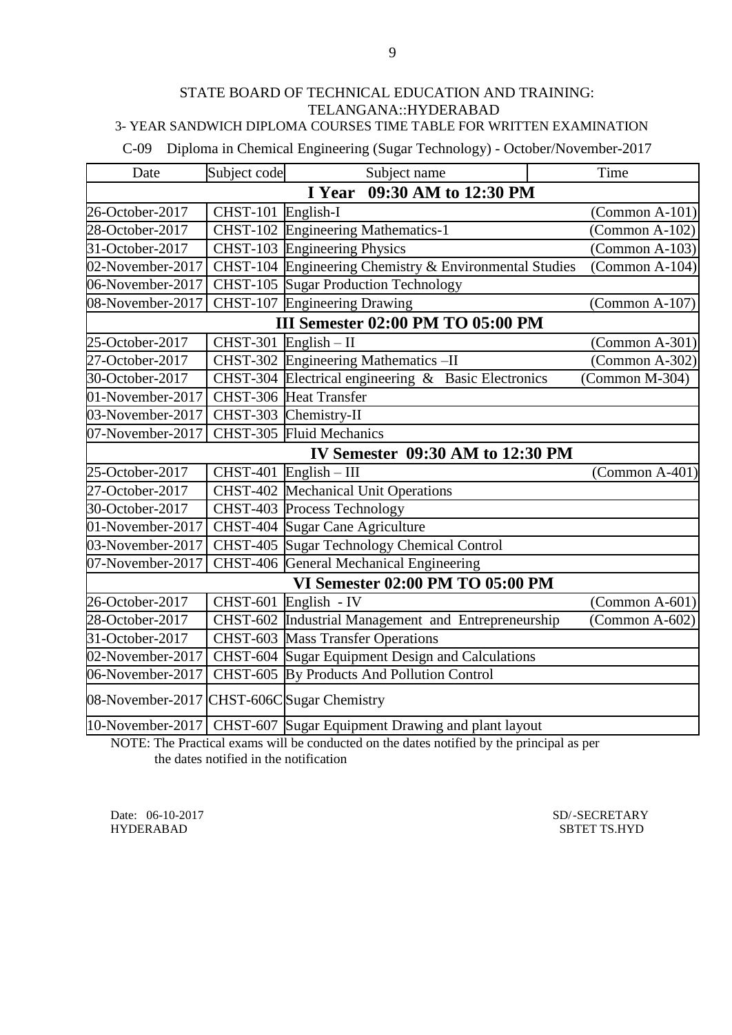STATE BOARD OF TECHNICAL EDUCATION AND TRAINING: TELANGANA::HYDERABAD

3- YEAR SANDWICH DIPLOMA COURSES TIME TABLE FOR WRITTEN EXAMINATION

C-09 Diploma in Chemical Engineering (Sugar Technology) - October/November-2017

| Date | Subject code | Subject name | Time |
|---|---|---|---|
| **I Year 09:30 AM to 12:30 PM** | | | |
| 26-October-2017 | CHST-101 | English-I | (Common A-101) |
| 28-October-2017 | CHST-102 | Engineering Mathematics-1 | (Common A-102) |
| 31-October-2017 | CHST-103 | Engineering Physics | (Common A-103) |
| 02-November-2017 | CHST-104 | Engineering Chemistry & Environmental Studies | (Common A-104) |
| 06-November-2017 | CHST-105 | Sugar Production Technology | |
| 08-November-2017 | CHST-107 | Engineering Drawing | (Common A-107) |
| **III Semester 02:00 PM TO 05:00 PM** | | | |
| 25-October-2017 | CHST-301 | English – II | (Common A-301) |
| 27-October-2017 | CHST-302 | Engineering Mathematics –II | (Common A-302) |
| 30-October-2017 | CHST-304 | Electrical engineering & Basic Electronics | (Common M-304) |
| 01-November-2017 | CHST-306 | Heat Transfer | |
| 03-November-2017 | CHST-303 | Chemistry-II | |
| 07-November-2017 | CHST-305 | Fluid Mechanics | |
| **IV Semester 09:30 AM to 12:30 PM** | | | |
| 25-October-2017 | CHST-401 | English – III | (Common A-401) |
| 27-October-2017 | CHST-402 | Mechanical Unit Operations | |
| 30-October-2017 | CHST-403 | Process Technology | |
| 01-November-2017 | CHST-404 | Sugar Cane Agriculture | |
| 03-November-2017 | CHST-405 | Sugar Technology Chemical Control | |
| 07-November-2017 | CHST-406 | General Mechanical Engineering | |
| **VI Semester 02:00 PM TO 05:00 PM** | | | |
| 26-October-2017 | CHST-601 | English - IV | (Common A-601) |
| 28-October-2017 | CHST-602 | Industrial Management and Entrepreneurship | (Common A-602) |
| 31-October-2017 | CHST-603 | Mass Transfer Operations | |
| 02-November-2017 | CHST-604 | Sugar Equipment Design and Calculations | |
| 06-November-2017 | CHST-605 | By Products And Pollution Control | |
| 08-November-2017 | CHST-606C | Sugar Chemistry | |
| 10-November-2017 | CHST-607 | Sugar Equipment Drawing and plant layout | |

NOTE: The Practical exams will be conducted on the dates notified by the principal as per the dates notified in the notification

Date: 06-10-2017
HYDERABAD

SD/-SECRETARY
SBTET TS.HYD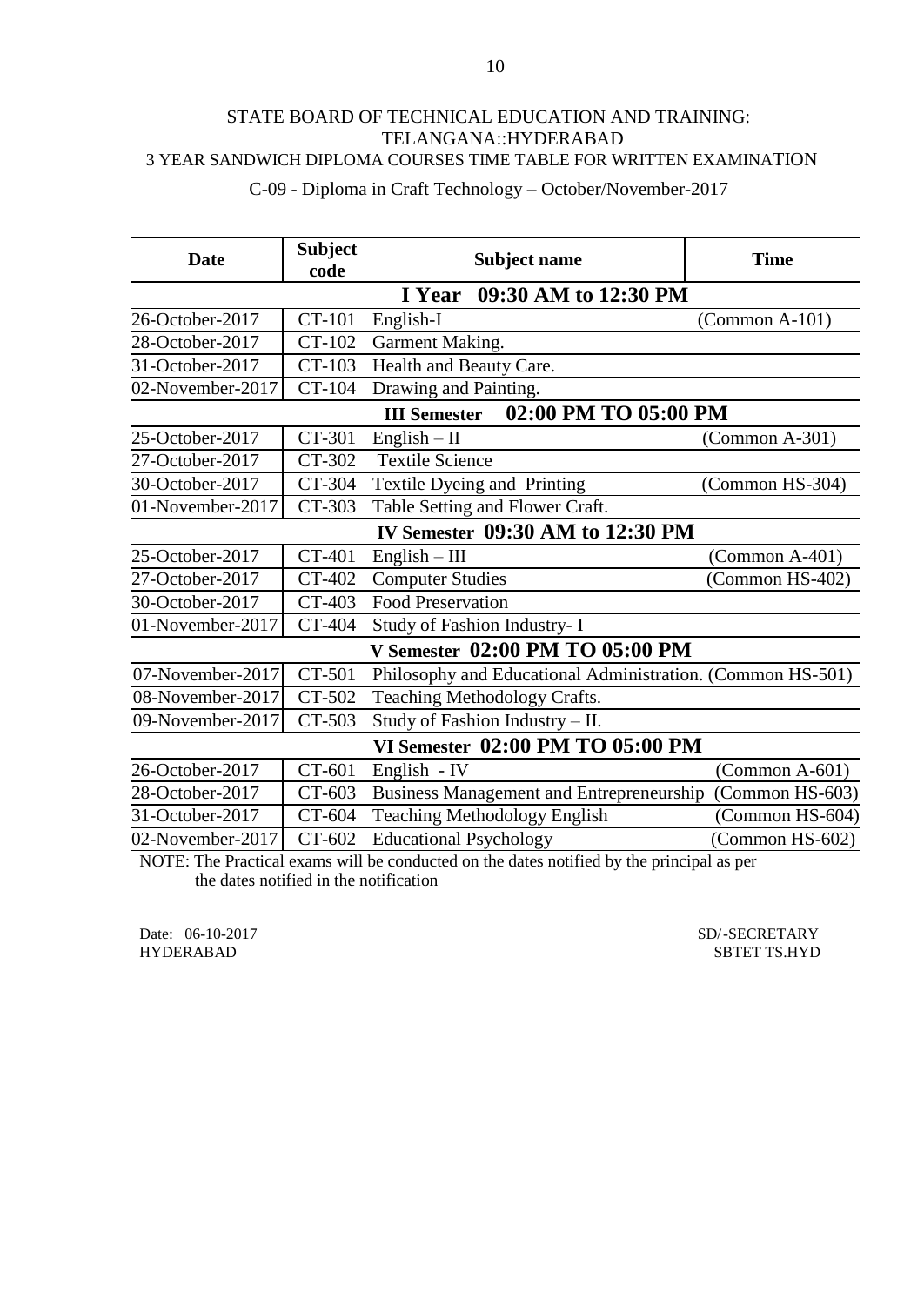STATE BOARD OF TECHNICAL EDUCATION AND TRAINING:
TELANGANA::HYDERABAD
3 YEAR SANDWICH DIPLOMA COURSES TIME TABLE FOR WRITTEN EXAMINATION

C-09 - Diploma in Craft Technology – October/November-2017

| Date | Subject code | Subject name | Time |
|---|---|---|---|
| **I Year 09:30 AM to 12:30 PM** | | | |
| 26-October-2017 | CT-101 | English-I | (Common A-101) |
| 28-October-2017 | CT-102 | Garment Making. | |
| 31-October-2017 | CT-103 | Health and Beauty Care. | |
| 02-November-2017 | CT-104 | Drawing and Painting. | |
| **III Semester 02:00 PM TO 05:00 PM** | | | |
| 25-October-2017 | CT-301 | English – II | (Common A-301) |
| 27-October-2017 | CT-302 | Textile Science | |
| 30-October-2017 | CT-304 | Textile Dyeing and Printing | (Common HS-304) |
| 01-November-2017 | CT-303 | Table Setting and Flower Craft. | |
| **IV Semester 09:30 AM to 12:30 PM** | | | |
| 25-October-2017 | CT-401 | English – III | (Common A-401) |
| 27-October-2017 | CT-402 | Computer Studies | (Common HS-402) |
| 30-October-2017 | CT-403 | Food Preservation | |
| 01-November-2017 | CT-404 | Study of Fashion Industry- I | |
| **V Semester 02:00 PM TO 05:00 PM** | | | |
| 07-November-2017 | CT-501 | Philosophy and Educational Administration. | (Common HS-501) |
| 08-November-2017 | CT-502 | Teaching Methodology Crafts. | |
| 09-November-2017 | CT-503 | Study of Fashion Industry – II. | |
| **VI Semester 02:00 PM TO 05:00 PM** | | | |
| 26-October-2017 | CT-601 | English - IV | (Common A-601) |
| 28-October-2017 | CT-603 | Business Management and Entrepreneurship | (Common HS-603) |
| 31-October-2017 | CT-604 | Teaching Methodology English | (Common HS-604) |
| 02-November-2017 | CT-602 | Educational Psychology | (Common HS-602) |

NOTE: The Practical exams will be conducted on the dates notified by the principal as per the dates notified in the notification

Date: 06-10-2017
HYDERABAD

SD/-SECRETARY
SBTET TS.HYD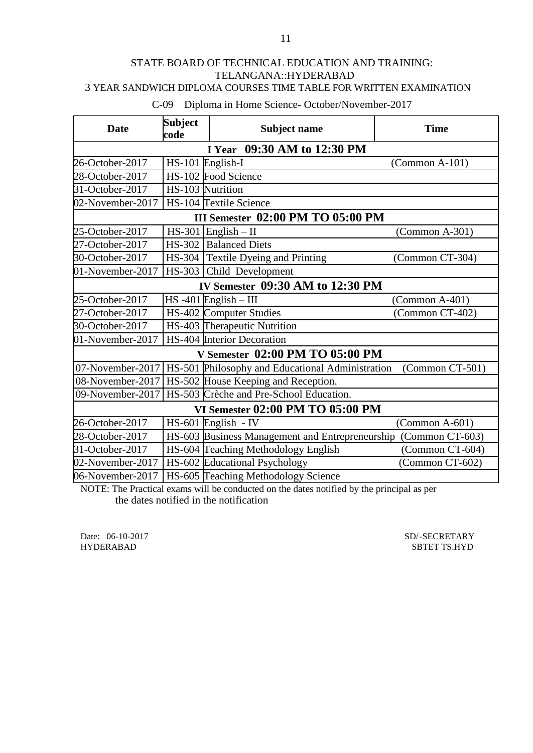STATE BOARD OF TECHNICAL EDUCATION AND TRAINING: TELANGANA::HYDERABAD

3 YEAR SANDWICH DIPLOMA COURSES TIME TABLE FOR WRITTEN EXAMINATION

C-09 Diploma in Home Science- October/November-2017

| Date | Subject code | Subject name | Time |
|---|---|---|---|
| **I Year 09:30 AM to 12:30 PM** | | | |
| 26-October-2017 | HS-101 | English-I | (Common A-101) |
| 28-October-2017 | HS-102 | Food Science | |
| 31-October-2017 | HS-103 | Nutrition | |
| 02-November-2017 | HS-104 | Textile Science | |
| **III Semester 02:00 PM TO 05:00 PM** | | | |
| 25-October-2017 | HS-301 | English – II | (Common A-301) |
| 27-October-2017 | HS-302 | Balanced Diets | |
| 30-October-2017 | HS-304 | Textile Dyeing and Printing | (Common CT-304) |
| 01-November-2017 | HS-303 | Child Development | |
| **IV Semester 09:30 AM to 12:30 PM** | | | |
| 25-October-2017 | HS -401 | English – III | (Common A-401) |
| 27-October-2017 | HS-402 | Computer Studies | (Common CT-402) |
| 30-October-2017 | HS-403 | Therapeutic Nutrition | |
| 01-November-2017 | HS-404 | Interior Decoration | |
| **V Semester 02:00 PM TO 05:00 PM** | | | |
| 07-November-2017 | HS-501 | Philosophy and Educational Administration | (Common CT-501) |
| 08-November-2017 | HS-502 | House Keeping and Reception. | |
| 09-November-2017 | HS-503 | Crèche and Pre-School Education. | |
| **VI Semester 02:00 PM TO 05:00 PM** | | | |
| 26-October-2017 | HS-601 | English - IV | (Common A-601) |
| 28-October-2017 | HS-603 | Business Management and Entrepreneurship | (Common CT-603) |
| 31-October-2017 | HS-604 | Teaching Methodology English | (Common CT-604) |
| 02-November-2017 | HS-602 | Educational Psychology | (Common CT-602) |
| 06-November-2017 | HS-605 | Teaching Methodology Science | |

NOTE: The Practical exams will be conducted on the dates notified by the principal as per the dates notified in the notification

Date: 06-10-2017
HYDERABAD

SD/-SECRETARY
SBTET TS.HYD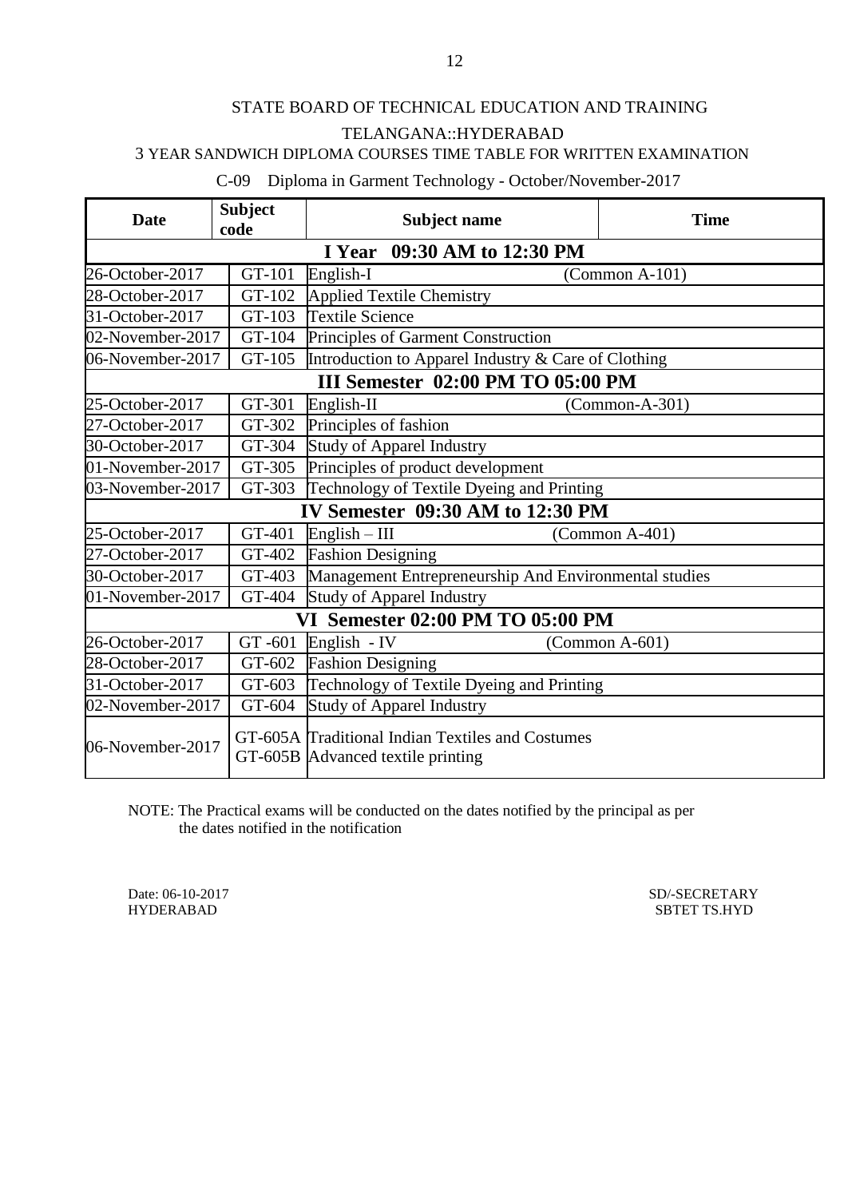STATE BOARD OF TECHNICAL EDUCATION AND TRAINING

TELANGANA::HYDERABAD

3 YEAR SANDWICH DIPLOMA COURSES TIME TABLE FOR WRITTEN EXAMINATION

C-09 Diploma in Garment Technology - October/November-2017

| Date | Subject code | Subject name | Time |
|---|---|---|---|
| **I Year 09:30 AM to 12:30 PM** | | | |
| 26-October-2017 | GT-101 | English-I | (Common A-101) |
| 28-October-2017 | GT-102 | Applied Textile Chemistry | |
| 31-October-2017 | GT-103 | Textile Science | |
| 02-November-2017 | GT-104 | Principles of Garment Construction | |
| 06-November-2017 | GT-105 | Introduction to Apparel Industry & Care of Clothing | |
| **III Semester 02:00 PM TO 05:00 PM** | | | |
| 25-October-2017 | GT-301 | English-II | (Common-A-301) |
| 27-October-2017 | GT-302 | Principles of fashion | |
| 30-October-2017 | GT-304 | Study of Apparel Industry | |
| 01-November-2017 | GT-305 | Principles of product development | |
| 03-November-2017 | GT-303 | Technology of Textile Dyeing and Printing | |
| **IV Semester 09:30 AM to 12:30 PM** | | | |
| 25-October-2017 | GT-401 | English – III | (Common A-401) |
| 27-October-2017 | GT-402 | Fashion Designing | |
| 30-October-2017 | GT-403 | Management Entrepreneurship And Environmental studies | |
| 01-November-2017 | GT-404 | Study of Apparel Industry | |
| **VI Semester 02:00 PM TO 05:00 PM** | | | |
| 26-October-2017 | GT -601 | English - IV | (Common A-601) |
| 28-October-2017 | GT-602 | Fashion Designing | |
| 31-October-2017 | GT-603 | Technology of Textile Dyeing and Printing | |
| 02-November-2017 | GT-604 | Study of Apparel Industry | |
| 06-November-2017 | GT-605A<br>GT-605B | Traditional Indian Textiles and Costumes<br>Advanced textile printing | |

NOTE: The Practical exams will be conducted on the dates notified by the principal as per the dates notified in the notification

Date: 06-10-2017
HYDERABAD

SD/-SECRETARY
SBTET TS.HYD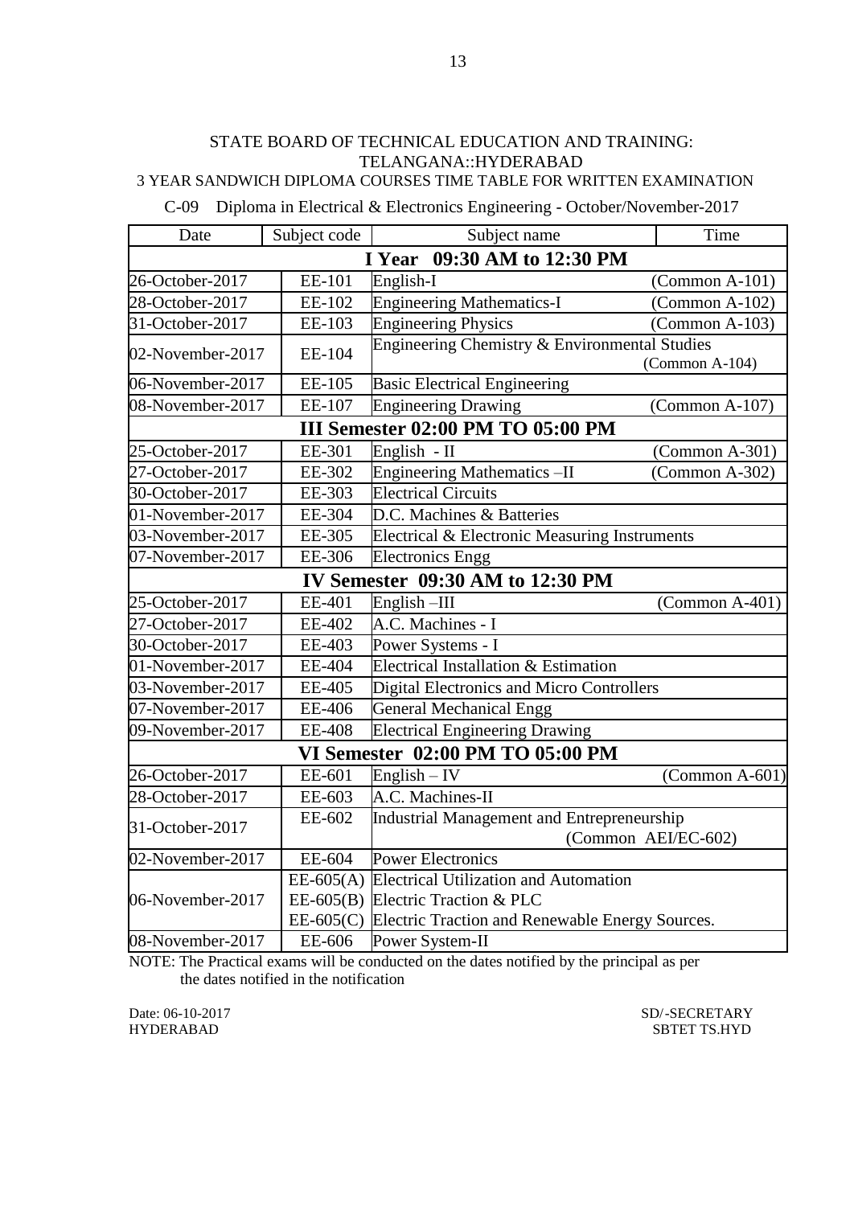STATE BOARD OF TECHNICAL EDUCATION AND TRAINING: TELANGANA::HYDERABAD

3 YEAR SANDWICH DIPLOMA COURSES TIME TABLE FOR WRITTEN EXAMINATION

C-09 Diploma in Electrical & Electronics Engineering - October/November-2017

| Date | Subject code | Subject name | Time |
|---|---|---|---|
| **I Year 09:30 AM to 12:30 PM** | | | |
| 26-October-2017 | EE-101 | English-I | (Common A-101) |
| 28-October-2017 | EE-102 | Engineering Mathematics-I | (Common A-102) |
| 31-October-2017 | EE-103 | Engineering Physics | (Common A-103) |
| 02-November-2017 | EE-104 | Engineering Chemistry & Environmental Studies | (Common A-104) |
| 06-November-2017 | EE-105 | Basic Electrical Engineering | |
| 08-November-2017 | EE-107 | Engineering Drawing | (Common A-107) |
| **III Semester 02:00 PM TO 05:00 PM** | | | |
| 25-October-2017 | EE-301 | English - II | (Common A-301) |
| 27-October-2017 | EE-302 | Engineering Mathematics –II | (Common A-302) |
| 30-October-2017 | EE-303 | Electrical Circuits | |
| 01-November-2017 | EE-304 | D.C. Machines & Batteries | |
| 03-November-2017 | EE-305 | Electrical & Electronic Measuring Instruments | |
| 07-November-2017 | EE-306 | Electronics Engg | |
| **IV Semester 09:30 AM to 12:30 PM** | | | |
| 25-October-2017 | EE-401 | English –III | (Common A-401) |
| 27-October-2017 | EE-402 | A.C. Machines - I | |
| 30-October-2017 | EE-403 | Power Systems - I | |
| 01-November-2017 | EE-404 | Electrical Installation & Estimation | |
| 03-November-2017 | EE-405 | Digital Electronics and Micro Controllers | |
| 07-November-2017 | EE-406 | General Mechanical Engg | |
| 09-November-2017 | EE-408 | Electrical Engineering Drawing | |
| **VI Semester 02:00 PM TO 05:00 PM** | | | |
| 26-October-2017 | EE-601 | English – IV | (Common A-601) |
| 28-October-2017 | EE-603 | A.C. Machines-II | |
| 31-October-2017 | EE-602 | Industrial Management and Entrepreneurship | (Common AEI/EC-602) |
| 02-November-2017 | EE-604 | Power Electronics | |
| 06-November-2017 | EE-605(A) | Electrical Utilization and Automation | |
| | EE-605(B) | Electric Traction & PLC | |
| | EE-605(C) | Electric Traction and Renewable Energy Sources. | |
| 08-November-2017 | EE-606 | Power System-II | |

NOTE: The Practical exams will be conducted on the dates notified by the principal as per the dates notified in the notification

Date: 06-10-2017
HYDERABAD

SD/-SECRETARY
SBTET TS.HYD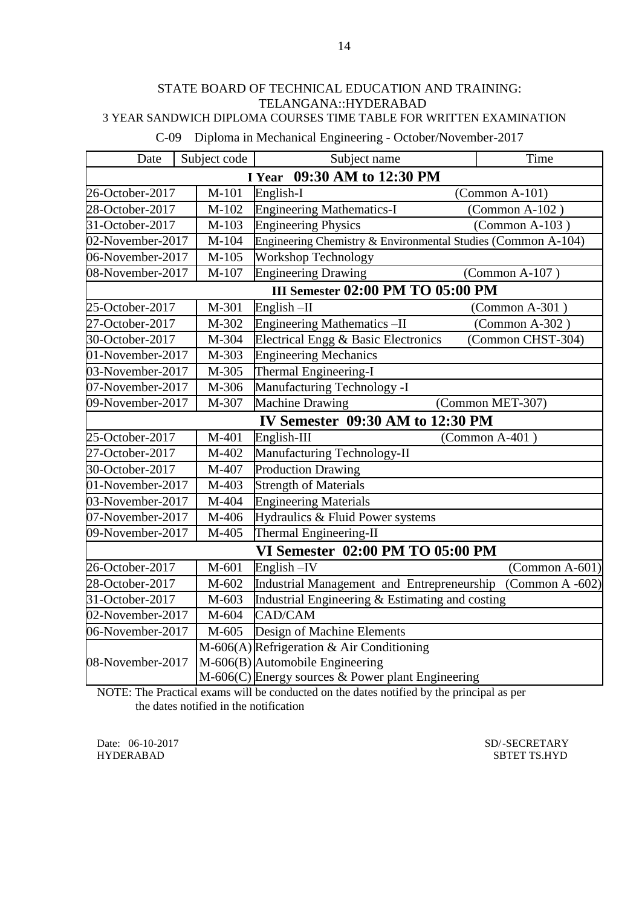STATE BOARD OF TECHNICAL EDUCATION AND TRAINING: TELANGANA::HYDERABAD

3 YEAR SANDWICH DIPLOMA COURSES TIME TABLE FOR WRITTEN EXAMINATION

C-09 Diploma in Mechanical Engineering - October/November-2017

| Date | Subject code | Subject name | Time |
|---|---|---|---|
| **I Year 09:30 AM to 12:30 PM** | | | |
| 26-October-2017 | M-101 | English-I | (Common A-101) |
| 28-October-2017 | M-102 | Engineering Mathematics-I | (Common A-102 ) |
| 31-October-2017 | M-103 | Engineering Physics | (Common A-103 ) |
| 02-November-2017 | M-104 | Engineering Chemistry & Environmental Studies | (Common A-104) |
| 06-November-2017 | M-105 | Workshop Technology | |
| 08-November-2017 | M-107 | Engineering Drawing | (Common A-107 ) |
| **III Semester 02:00 PM TO 05:00 PM** | | | |
| 25-October-2017 | M-301 | English –II | (Common A-301 ) |
| 27-October-2017 | M-302 | Engineering Mathematics –II | (Common A-302 ) |
| 30-October-2017 | M-304 | Electrical Engg & Basic Electronics | (Common CHST-304) |
| 01-November-2017 | M-303 | Engineering Mechanics | |
| 03-November-2017 | M-305 | Thermal Engineering-I | |
| 07-November-2017 | M-306 | Manufacturing Technology -I | |
| 09-November-2017 | M-307 | Machine Drawing | (Common MET-307) |
| **IV Semester 09:30 AM to 12:30 PM** | | | |
| 25-October-2017 | M-401 | English-III | (Common A-401 ) |
| 27-October-2017 | M-402 | Manufacturing Technology-II | |
| 30-October-2017 | M-407 | Production Drawing | |
| 01-November-2017 | M-403 | Strength of Materials | |
| 03-November-2017 | M-404 | Engineering Materials | |
| 07-November-2017 | M-406 | Hydraulics & Fluid Power systems | |
| 09-November-2017 | M-405 | Thermal Engineering-II | |
| **VI Semester 02:00 PM TO 05:00 PM** | | | |
| 26-October-2017 | M-601 | English –IV | (Common A-601) |
| 28-October-2017 | M-602 | Industrial Management and Entrepreneurship | (Common A -602) |
| 31-October-2017 | M-603 | Industrial Engineering & Estimating and costing | |
| 02-November-2017 | M-604 | CAD/CAM | |
| 06-November-2017 | M-605 | Design of Machine Elements | |
| 08-November-2017 | M-606(A) | Refrigeration & Air Conditioning | |
| | M-606(B) | Automobile Engineering | |
| | M-606(C) | Energy sources & Power plant Engineering | |

NOTE: The Practical exams will be conducted on the dates notified by the principal as per the dates notified in the notification

Date: 06-10-2017
HYDERABAD

SD/-SECRETARY
SBTET TS.HYD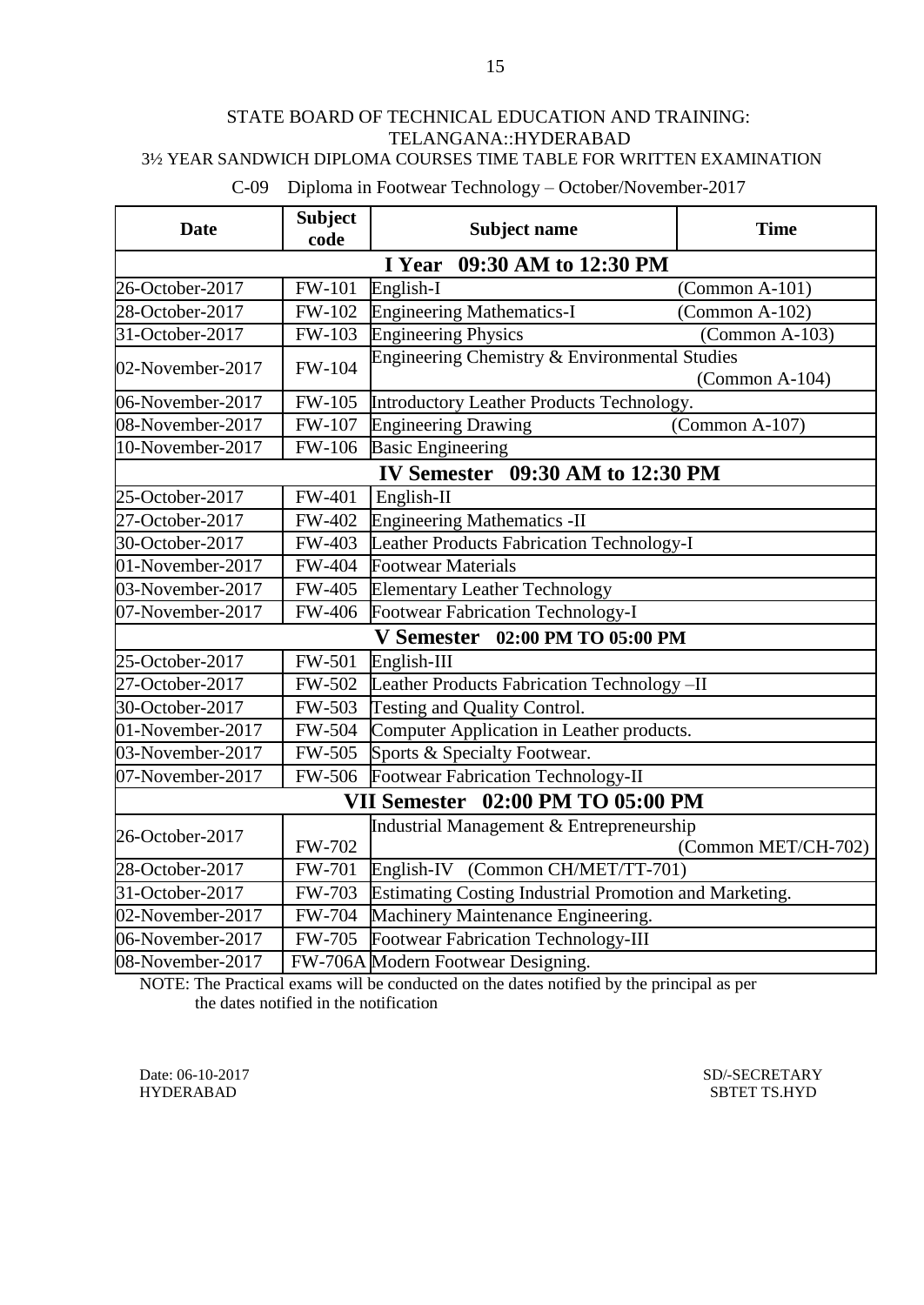STATE BOARD OF TECHNICAL EDUCATION AND TRAINING: TELANGANA::HYDERABAD

3½ YEAR SANDWICH DIPLOMA COURSES TIME TABLE FOR WRITTEN EXAMINATION

C-09 Diploma in Footwear Technology – October/November-2017

| Date | Subject code | Subject name | Time |
|---|---|---|---|
| **I Year 09:30 AM to 12:30 PM** | | | |
| 26-October-2017 | FW-101 | English-I | (Common A-101) |
| 28-October-2017 | FW-102 | Engineering Mathematics-I | (Common A-102) |
| 31-October-2017 | FW-103 | Engineering Physics | (Common A-103) |
| 02-November-2017 | FW-104 | Engineering Chemistry & Environmental Studies | (Common A-104) |
| 06-November-2017 | FW-105 | Introductory Leather Products Technology. | |
| 08-November-2017 | FW-107 | Engineering Drawing | (Common A-107) |
| 10-November-2017 | FW-106 | Basic Engineering | |
| **IV Semester 09:30 AM to 12:30 PM** | | | |
| 25-October-2017 | FW-401 | English-II | |
| 27-October-2017 | FW-402 | Engineering Mathematics -II | |
| 30-October-2017 | FW-403 | Leather Products Fabrication Technology-I | |
| 01-November-2017 | FW-404 | Footwear Materials | |
| 03-November-2017 | FW-405 | Elementary Leather Technology | |
| 07-November-2017 | FW-406 | Footwear Fabrication Technology-I | |
| **V Semester 02:00 PM TO 05:00 PM** | | | |
| 25-October-2017 | FW-501 | English-III | |
| 27-October-2017 | FW-502 | Leather Products Fabrication Technology –II | |
| 30-October-2017 | FW-503 | Testing and Quality Control. | |
| 01-November-2017 | FW-504 | Computer Application in Leather products. | |
| 03-November-2017 | FW-505 | Sports & Specialty Footwear. | |
| 07-November-2017 | FW-506 | Footwear Fabrication Technology-II | |
| **VII Semester 02:00 PM TO 05:00 PM** | | | |
| 26-October-2017 | FW-702 | Industrial Management & Entrepreneurship | (Common MET/CH-702) |
| 28-October-2017 | FW-701 | English-IV (Common CH/MET/TT-701) | |
| 31-October-2017 | FW-703 | Estimating Costing Industrial Promotion and Marketing. | |
| 02-November-2017 | FW-704 | Machinery Maintenance Engineering. | |
| 06-November-2017 | FW-705 | Footwear Fabrication Technology-III | |
| 08-November-2017 | FW-706A | Modern Footwear Designing. | |

NOTE: The Practical exams will be conducted on the dates notified by the principal as per the dates notified in the notification

Date: 06-10-2017
HYDERABAD

SD/-SECRETARY
SBTET TS.HYD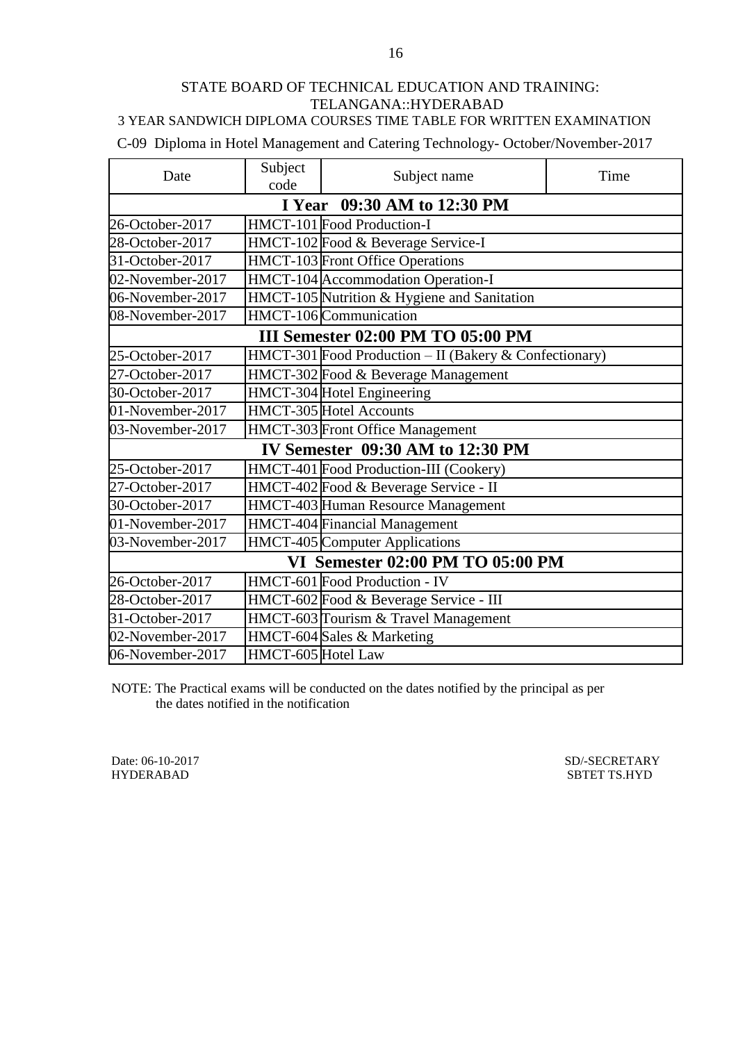STATE BOARD OF TECHNICAL EDUCATION AND TRAINING: TELANGANA::HYDERABAD

3 YEAR SANDWICH DIPLOMA COURSES TIME TABLE FOR WRITTEN EXAMINATION

C-09 Diploma in Hotel Management and Catering Technology- October/November-2017

| Date | Subject code | Subject name | Time |
|---|---|---|---|
| **I Year 09:30 AM to 12:30 PM** | | | |
| 26-October-2017 | HMCT-101 | Food Production-I | |
| 28-October-2017 | HMCT-102 | Food & Beverage Service-I | |
| 31-October-2017 | HMCT-103 | Front Office Operations | |
| 02-November-2017 | HMCT-104 | Accommodation Operation-I | |
| 06-November-2017 | HMCT-105 | Nutrition & Hygiene and Sanitation | |
| 08-November-2017 | HMCT-106 | Communication | |
| **III Semester 02:00 PM TO 05:00 PM** | | | |
| 25-October-2017 | HMCT-301 | Food Production – II (Bakery & Confectionary) | |
| 27-October-2017 | HMCT-302 | Food & Beverage Management | |
| 30-October-2017 | HMCT-304 | Hotel Engineering | |
| 01-November-2017 | HMCT-305 | Hotel Accounts | |
| 03-November-2017 | HMCT-303 | Front Office Management | |
| **IV Semester 09:30 AM to 12:30 PM** | | | |
| 25-October-2017 | HMCT-401 | Food Production-III (Cookery) | |
| 27-October-2017 | HMCT-402 | Food & Beverage Service - II | |
| 30-October-2017 | HMCT-403 | Human Resource Management | |
| 01-November-2017 | HMCT-404 | Financial Management | |
| 03-November-2017 | HMCT-405 | Computer Applications | |
| **VI Semester 02:00 PM TO 05:00 PM** | | | |
| 26-October-2017 | HMCT-601 | Food Production - IV | |
| 28-October-2017 | HMCT-602 | Food & Beverage Service - III | |
| 31-October-2017 | HMCT-603 | Tourism & Travel Management | |
| 02-November-2017 | HMCT-604 | Sales & Marketing | |
| 06-November-2017 | HMCT-605 | Hotel Law | |

NOTE: The Practical exams will be conducted on the dates notified by the principal as per the dates notified in the notification

Date: 06-10-2017
HYDERABAD

SD/-SECRETARY
SBTET TS.HYD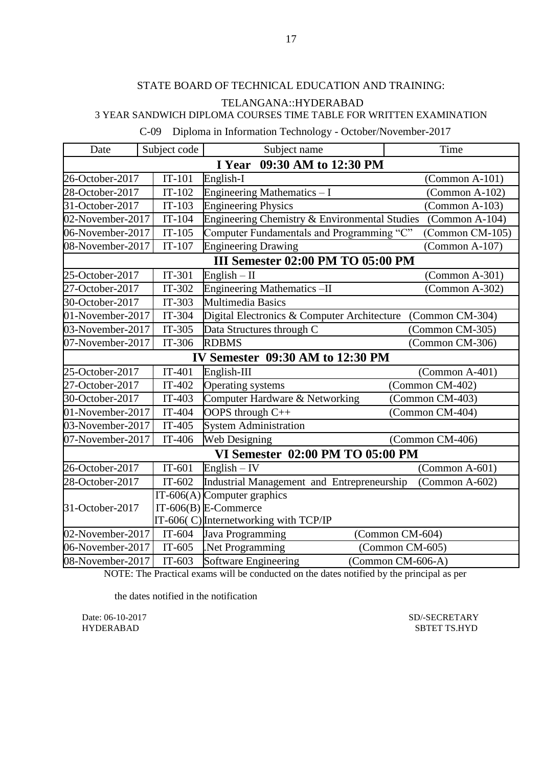STATE BOARD OF TECHNICAL EDUCATION AND TRAINING:

TELANGANA::HYDERABAD

3 YEAR SANDWICH DIPLOMA COURSES TIME TABLE FOR WRITTEN EXAMINATION

C-09 Diploma in Information Technology - October/November-2017

| Date | Subject code | Subject name | Time |
|---|---|---|---|
| **I Year 09:30 AM to 12:30 PM** | | | |
| 26-October-2017 | IT-101 | English-I | (Common A-101) |
| 28-October-2017 | IT-102 | Engineering Mathematics – I | (Common A-102) |
| 31-October-2017 | IT-103 | Engineering Physics | (Common A-103) |
| 02-November-2017 | IT-104 | Engineering Chemistry & Environmental Studies | (Common A-104) |
| 06-November-2017 | IT-105 | Computer Fundamentals and Programming "C" | (Common CM-105) |
| 08-November-2017 | IT-107 | Engineering Drawing | (Common A-107) |
| **III Semester 02:00 PM TO 05:00 PM** | | | |
| 25-October-2017 | IT-301 | English – II | (Common A-301) |
| 27-October-2017 | IT-302 | Engineering Mathematics –II | (Common A-302) |
| 30-October-2017 | IT-303 | Multimedia Basics | |
| 01-November-2017 | IT-304 | Digital Electronics & Computer Architecture | (Common CM-304) |
| 03-November-2017 | IT-305 | Data Structures through C | (Common CM-305) |
| 07-November-2017 | IT-306 | RDBMS | (Common CM-306) |
| **IV Semester 09:30 AM to 12:30 PM** | | | |
| 25-October-2017 | IT-401 | English-III | (Common A-401) |
| 27-October-2017 | IT-402 | Operating systems | (Common CM-402) |
| 30-October-2017 | IT-403 | Computer Hardware & Networking | (Common CM-403) |
| 01-November-2017 | IT-404 | OOPS through C++ | (Common CM-404) |
| 03-November-2017 | IT-405 | System Administration | |
| 07-November-2017 | IT-406 | Web Designing | (Common CM-406) |
| **VI Semester 02:00 PM TO 05:00 PM** | | | |
| 26-October-2017 | IT-601 | English – IV | (Common A-601) |
| 28-October-2017 | IT-602 | Industrial Management and Entrepreneurship | (Common A-602) |
| 31-October-2017 | IT-606(A)<br>IT-606(B)<br>IT-606( C) | Computer graphics<br>E-Commerce<br>Internetworking with TCP/IP | |
| 02-November-2017 | IT-604 | Java Programming | (Common CM-604) |
| 06-November-2017 | IT-605 | .Net Programming | (Common CM-605) |
| 08-November-2017 | IT-603 | Software Engineering | (Common CM-606-A) |

NOTE: The Practical exams will be conducted on the dates notified by the principal as per

the dates notified in the notification

Date: 06-10-2017
HYDERABAD

SD/-SECRETARY
SBTET TS.HYD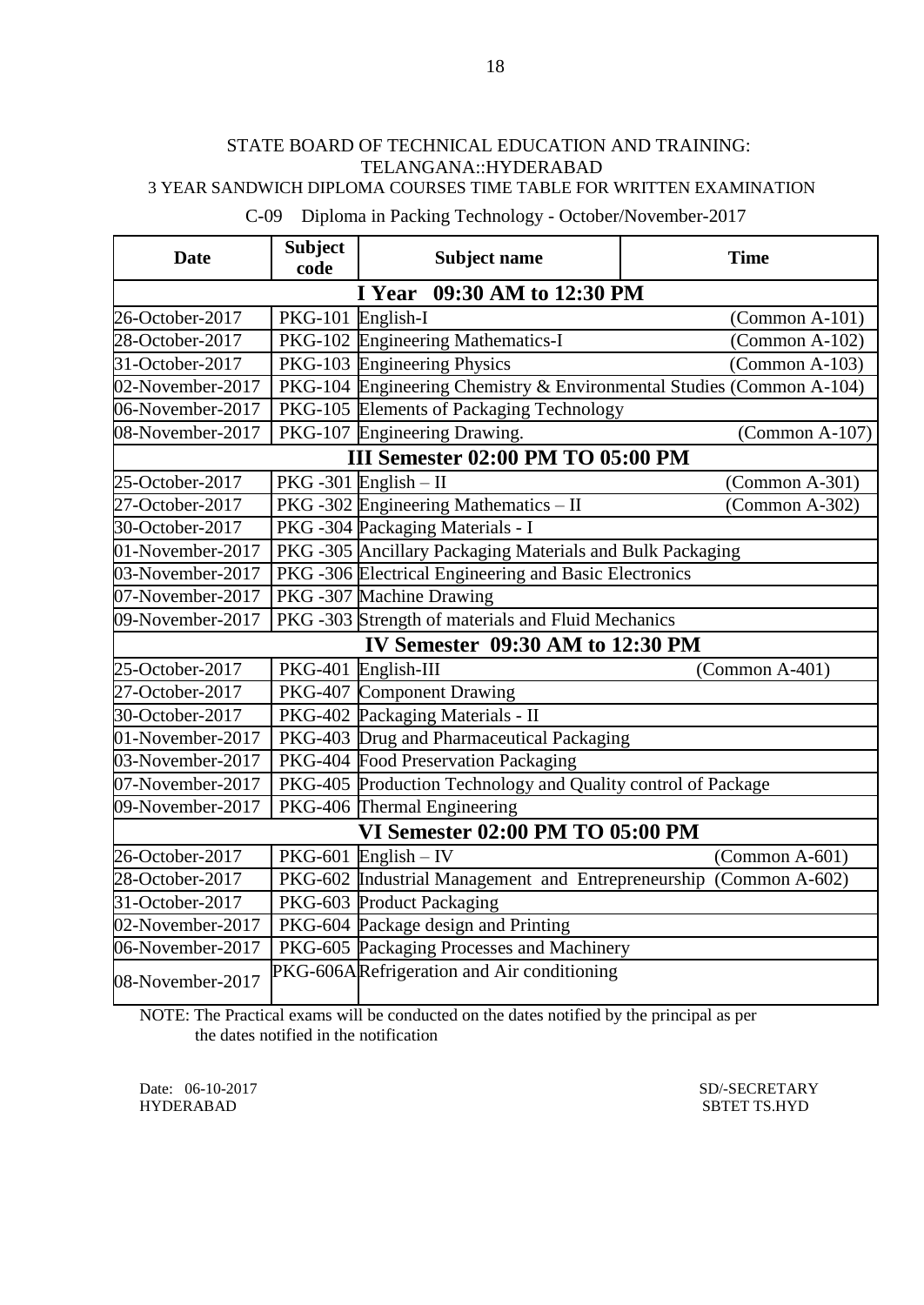STATE BOARD OF TECHNICAL EDUCATION AND TRAINING: TELANGANA::HYDERABAD

3 YEAR SANDWICH DIPLOMA COURSES TIME TABLE FOR WRITTEN EXAMINATION

C-09 Diploma in Packing Technology - October/November-2017

| Date | Subject code | Subject name | Time |
|---|---|---|---|
| **I Year 09:30 AM to 12:30 PM** | | | |
| 26-October-2017 | PKG-101 | English-I | (Common A-101) |
| 28-October-2017 | PKG-102 | Engineering Mathematics-I | (Common A-102) |
| 31-October-2017 | PKG-103 | Engineering Physics | (Common A-103) |
| 02-November-2017 | PKG-104 | Engineering Chemistry & Environmental Studies (Common A-104) | |
| 06-November-2017 | PKG-105 | Elements of Packaging Technology | |
| 08-November-2017 | PKG-107 | Engineering Drawing. | (Common A-107) |
| **III Semester 02:00 PM TO 05:00 PM** | | | |
| 25-October-2017 | PKG -301 | English – II | (Common A-301) |
| 27-October-2017 | PKG -302 | Engineering Mathematics – II | (Common A-302) |
| 30-October-2017 | PKG -304 | Packaging Materials - I | |
| 01-November-2017 | PKG -305 | Ancillary Packaging Materials and Bulk Packaging | |
| 03-November-2017 | PKG -306 | Electrical Engineering and Basic Electronics | |
| 07-November-2017 | PKG -307 | Machine Drawing | |
| 09-November-2017 | PKG -303 | Strength of materials and Fluid Mechanics | |
| **IV Semester 09:30 AM to 12:30 PM** | | | |
| 25-October-2017 | PKG-401 | English-III | (Common A-401) |
| 27-October-2017 | PKG-407 | Component Drawing | |
| 30-October-2017 | PKG-402 | Packaging Materials - II | |
| 01-November-2017 | PKG-403 | Drug and Pharmaceutical Packaging | |
| 03-November-2017 | PKG-404 | Food Preservation Packaging | |
| 07-November-2017 | PKG-405 | Production Technology and Quality control of Package | |
| 09-November-2017 | PKG-406 | Thermal Engineering | |
| **VI Semester 02:00 PM TO 05:00 PM** | | | |
| 26-October-2017 | PKG-601 | English – IV | (Common A-601) |
| 28-October-2017 | PKG-602 | Industrial Management and Entrepreneurship (Common A-602) | |
| 31-October-2017 | PKG-603 | Product Packaging | |
| 02-November-2017 | PKG-604 | Package design and Printing | |
| 06-November-2017 | PKG-605 | Packaging Processes and Machinery | |
| 08-November-2017 | PKG-606A | Refrigeration and Air conditioning | |

NOTE: The Practical exams will be conducted on the dates notified by the principal as per the dates notified in the notification

Date: 06-10-2017
HYDERABAD

SD/-SECRETARY
SBTET TS.HYD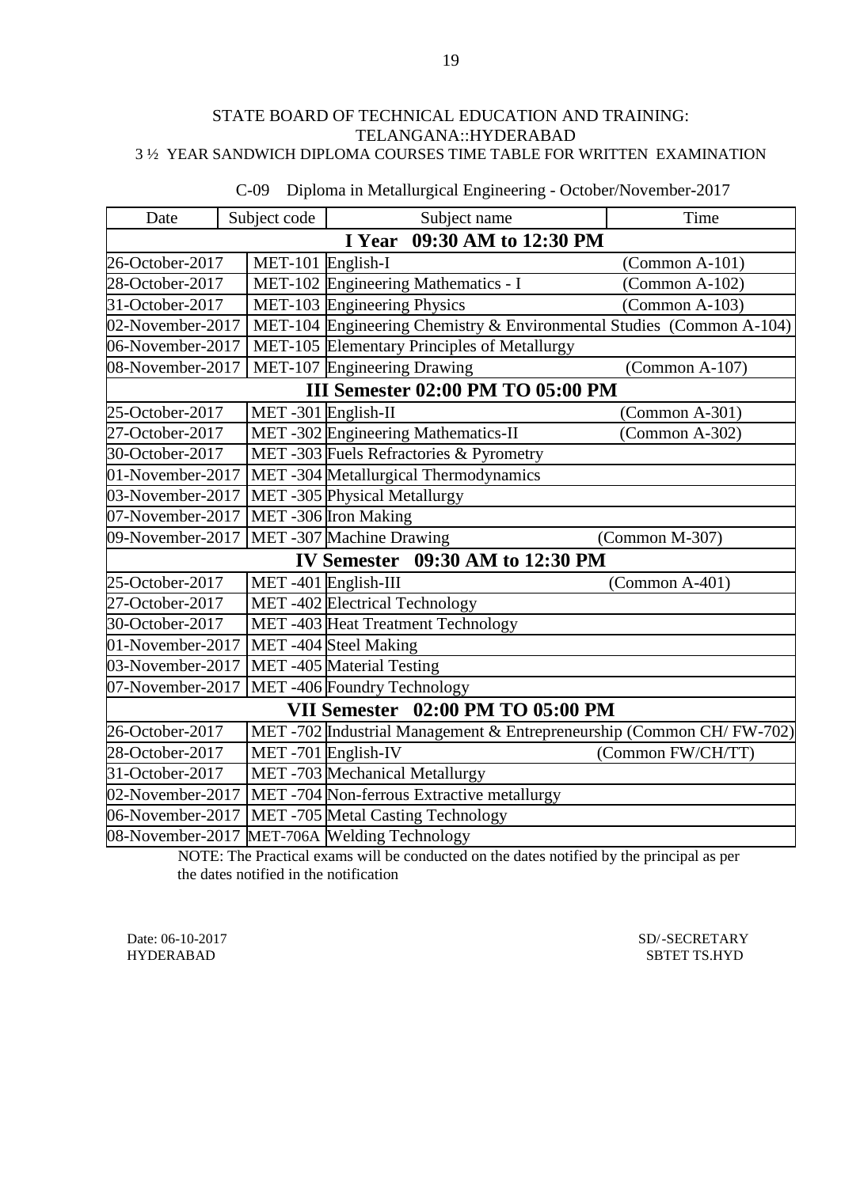STATE BOARD OF TECHNICAL EDUCATION AND TRAINING:
TELANGANA::HYDERABAD
3 ½ YEAR SANDWICH DIPLOMA COURSES TIME TABLE FOR WRITTEN EXAMINATION

C-09 Diploma in Metallurgical Engineering - October/November-2017

| Date | Subject code | Subject name | Time |
|---|---|---|---|
| **I Year 09:30 AM to 12:30 PM** | | | |
| 26-October-2017 | MET-101 | English-I | (Common A-101) |
| 28-October-2017 | MET-102 | Engineering Mathematics - I | (Common A-102) |
| 31-October-2017 | MET-103 | Engineering Physics | (Common A-103) |
| 02-November-2017 | MET-104 | Engineering Chemistry & Environmental Studies | (Common A-104) |
| 06-November-2017 | MET-105 | Elementary Principles of Metallurgy | |
| 08-November-2017 | MET-107 | Engineering Drawing | (Common A-107) |
| **III Semester 02:00 PM TO 05:00 PM** | | | |
| 25-October-2017 | MET -301 | English-II | (Common A-301) |
| 27-October-2017 | MET -302 | Engineering Mathematics-II | (Common A-302) |
| 30-October-2017 | MET -303 | Fuels Refractories & Pyrometry | |
| 01-November-2017 | MET -304 | Metallurgical Thermodynamics | |
| 03-November-2017 | MET -305 | Physical Metallurgy | |
| 07-November-2017 | MET -306 | Iron Making | |
| 09-November-2017 | MET -307 | Machine Drawing | (Common M-307) |
| **IV Semester 09:30 AM to 12:30 PM** | | | |
| 25-October-2017 | MET -401 | English-III | (Common A-401) |
| 27-October-2017 | MET -402 | Electrical Technology | |
| 30-October-2017 | MET -403 | Heat Treatment Technology | |
| 01-November-2017 | MET -404 | Steel Making | |
| 03-November-2017 | MET -405 | Material Testing | |
| 07-November-2017 | MET -406 | Foundry Technology | |
| **VII Semester 02:00 PM TO 05:00 PM** | | | |
| 26-October-2017 | MET -702 | Industrial Management & Entrepreneurship | (Common CH/ FW-702) |
| 28-October-2017 | MET -701 | English-IV | (Common FW/CH/TT) |
| 31-October-2017 | MET -703 | Mechanical Metallurgy | |
| 02-November-2017 | MET -704 | Non-ferrous Extractive metallurgy | |
| 06-November-2017 | MET -705 | Metal Casting Technology | |
| 08-November-2017 | MET-706A | Welding Technology | |

NOTE: The Practical exams will be conducted on the dates notified by the principal as per the dates notified in the notification

Date: 06-10-2017
HYDERABAD

SD/-SECRETARY
SBTET TS.HYD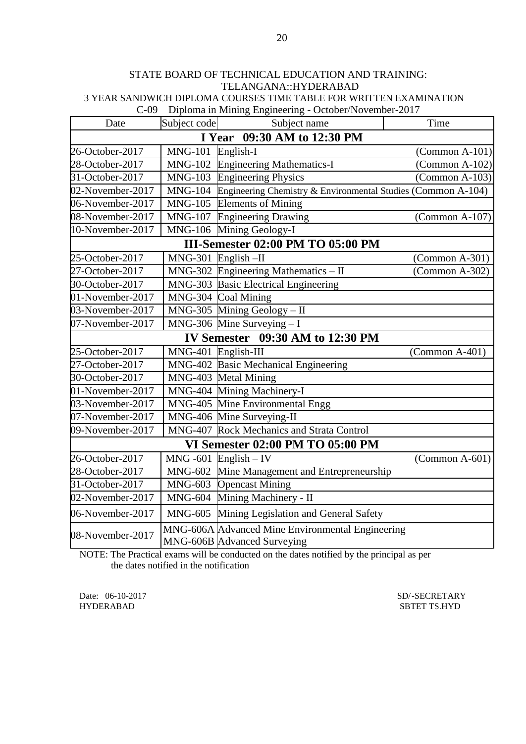STATE BOARD OF TECHNICAL EDUCATION AND TRAINING: TELANGANA::HYDERABAD

3 YEAR SANDWICH DIPLOMA COURSES TIME TABLE FOR WRITTEN EXAMINATION

C-09 Diploma in Mining Engineering - October/November-2017

| Date | Subject code | Subject name | Time |
|---|---|---|---|
| **I Year 09:30 AM to 12:30 PM** | | | |
| 26-October-2017 | MNG-101 | English-I | (Common A-101) |
| 28-October-2017 | MNG-102 | Engineering Mathematics-I | (Common A-102) |
| 31-October-2017 | MNG-103 | Engineering Physics | (Common A-103) |
| 02-November-2017 | MNG-104 | Engineering Chemistry & Environmental Studies | (Common A-104) |
| 06-November-2017 | MNG-105 | Elements of Mining | |
| 08-November-2017 | MNG-107 | Engineering Drawing | (Common A-107) |
| 10-November-2017 | MNG-106 | Mining Geology-I | |
| **III-Semester 02:00 PM TO 05:00 PM** | | | |
| 25-October-2017 | MNG-301 | English –II | (Common A-301) |
| 27-October-2017 | MNG-302 | Engineering Mathematics – II | (Common A-302) |
| 30-October-2017 | MNG-303 | Basic Electrical Engineering | |
| 01-November-2017 | MNG-304 | Coal Mining | |
| 03-November-2017 | MNG-305 | Mining Geology – II | |
| 07-November-2017 | MNG-306 | Mine Surveying – I | |
| **IV Semester 09:30 AM to 12:30 PM** | | | |
| 25-October-2017 | MNG-401 | English-III | (Common A-401) |
| 27-October-2017 | MNG-402 | Basic Mechanical Engineering | |
| 30-October-2017 | MNG-403 | Metal Mining | |
| 01-November-2017 | MNG-404 | Mining Machinery-I | |
| 03-November-2017 | MNG-405 | Mine Environmental Engg | |
| 07-November-2017 | MNG-406 | Mine Surveying-II | |
| 09-November-2017 | MNG-407 | Rock Mechanics and Strata Control | |
| **VI Semester 02:00 PM TO 05:00 PM** | | | |
| 26-October-2017 | MNG -601 | English – IV | (Common A-601) |
| 28-October-2017 | MNG-602 | Mine Management and Entrepreneurship | |
| 31-October-2017 | MNG-603 | Opencast Mining | |
| 02-November-2017 | MNG-604 | Mining Machinery - II | |
| 06-November-2017 | MNG-605 | Mining Legislation and General Safety | |
| 08-November-2017 | MNG-606A<br>MNG-606B | Advanced Mine Environmental Engineering<br>Advanced Surveying | |

NOTE: The Practical exams will be conducted on the dates notified by the principal as per the dates notified in the notification

Date: 06-10-2017
HYDERABAD

SD/-SECRETARY
SBTET TS.HYD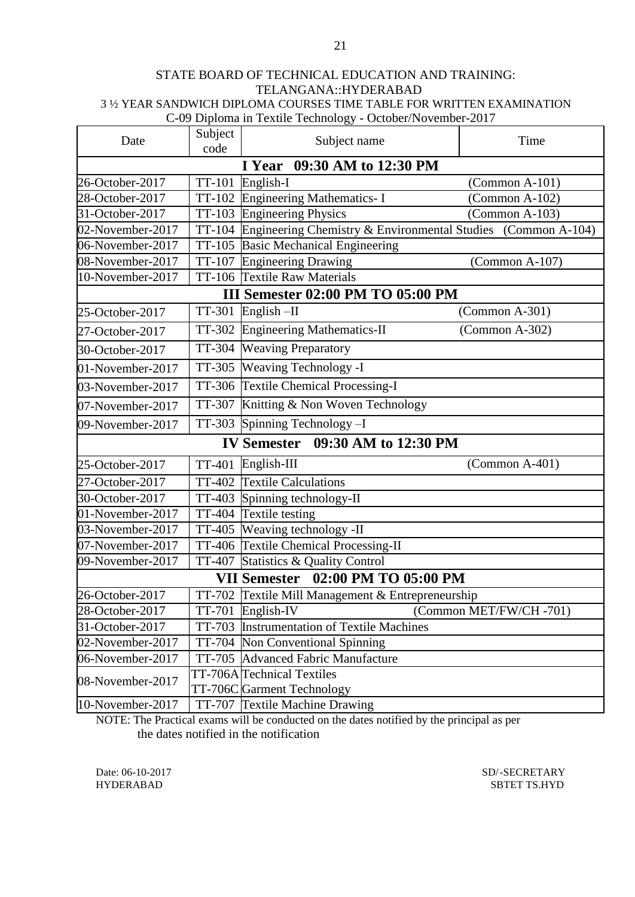STATE BOARD OF TECHNICAL EDUCATION AND TRAINING:
TELANGANA::HYDERABAD

3 ½ YEAR SANDWICH DIPLOMA COURSES TIME TABLE FOR WRITTEN EXAMINATION

C-09 Diploma in Textile Technology - October/November-2017

| Date | Subject code | Subject name | Time |
|---|---|---|---|
| **I Year 09:30 AM to 12:30 PM** | | | |
| 26-October-2017 | TT-101 | English-I | (Common A-101) |
| 28-October-2017 | TT-102 | Engineering Mathematics- I | (Common A-102) |
| 31-October-2017 | TT-103 | Engineering Physics | (Common A-103) |
| 02-November-2017 | TT-104 | Engineering Chemistry & Environmental Studies | (Common A-104) |
| 06-November-2017 | TT-105 | Basic Mechanical Engineering | |
| 08-November-2017 | TT-107 | Engineering Drawing | (Common A-107) |
| 10-November-2017 | TT-106 | Textile Raw Materials | |
| **III Semester 02:00 PM TO 05:00 PM** | | | |
| 25-October-2017 | TT-301 | English –II | (Common A-301) |
| 27-October-2017 | TT-302 | Engineering Mathematics-II | (Common A-302) |
| 30-October-2017 | TT-304 | Weaving Preparatory | |
| 01-November-2017 | TT-305 | Weaving Technology -I | |
| 03-November-2017 | TT-306 | Textile Chemical Processing-I | |
| 07-November-2017 | TT-307 | Knitting & Non Woven Technology | |
| 09-November-2017 | TT-303 | Spinning Technology –I | |
| **IV Semester 09:30 AM to 12:30 PM** | | | |
| 25-October-2017 | TT-401 | English-III | (Common A-401) |
| 27-October-2017 | TT-402 | Textile Calculations | |
| 30-October-2017 | TT-403 | Spinning technology-II | |
| 01-November-2017 | TT-404 | Textile testing | |
| 03-November-2017 | TT-405 | Weaving technology -II | |
| 07-November-2017 | TT-406 | Textile Chemical Processing-II | |
| 09-November-2017 | TT-407 | Statistics & Quality Control | |
| **VII Semester 02:00 PM TO 05:00 PM** | | | |
| 26-October-2017 | TT-702 | Textile Mill Management & Entrepreneurship | |
| 28-October-2017 | TT-701 | English-IV | (Common MET/FW/CH -701) |
| 31-October-2017 | TT-703 | Instrumentation of Textile Machines | |
| 02-November-2017 | TT-704 | Non Conventional Spinning | |
| 06-November-2017 | TT-705 | Advanced Fabric Manufacture | |
| 08-November-2017 | TT-706A | Technical Textiles | |
| | TT-706C | Garment Technology | |
| 10-November-2017 | TT-707 | Textile Machine Drawing | |

NOTE: The Practical exams will be conducted on the dates notified by the principal as per the dates notified in the notification

Date: 06-10-2017
HYDERABAD

SD/-SECRETARY
SBTET TS.HYD